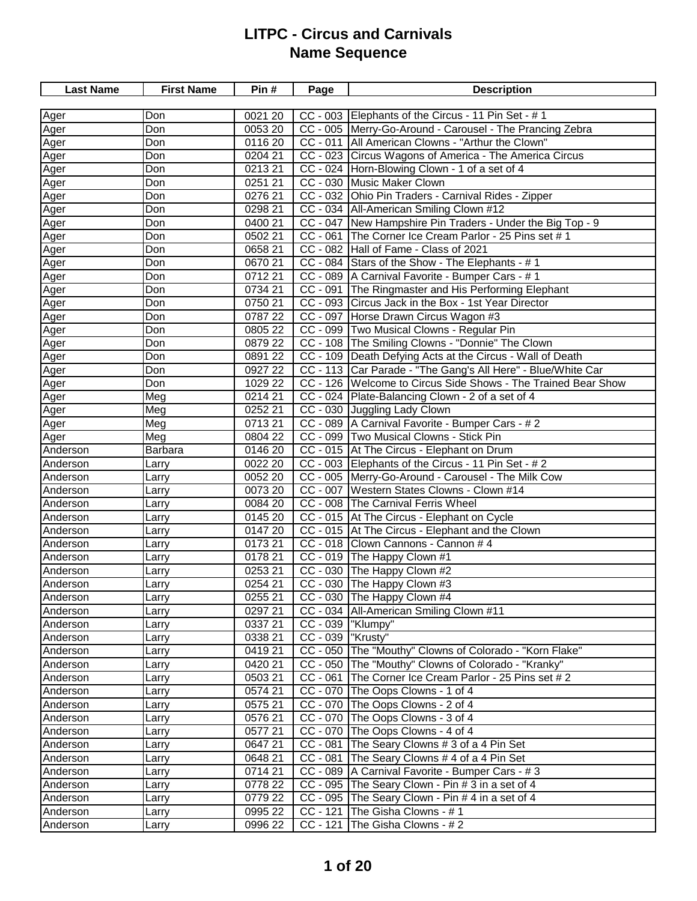# LITPC - Circus and Carnivals
## Name Sequence

| Last Name | First Name | Pin # | Page | Description |
|---|---|---|---|---|
| Ager | Don | 0021 20 | CC - 003 | Elephants of the Circus - 11 Pin Set - # 1 |
| Ager | Don | 0053 20 | CC - 005 | Merry-Go-Around - Carousel - The Prancing Zebra |
| Ager | Don | 0116 20 | CC - 011 | All American Clowns - "Arthur the Clown" |
| Ager | Don | 0204 21 | CC - 023 | Circus Wagons of America - The America Circus |
| Ager | Don | 0213 21 | CC - 024 | Horn-Blowing Clown - 1 of a set of 4 |
| Ager | Don | 0251 21 | CC - 030 | Music Maker Clown |
| Ager | Don | 0276 21 | CC - 032 | Ohio Pin Traders - Carnival Rides - Zipper |
| Ager | Don | 0298 21 | CC - 034 | All-American Smiling Clown #12 |
| Ager | Don | 0400 21 | CC - 047 | New Hampshire Pin Traders - Under the Big Top - 9 |
| Ager | Don | 0502 21 | CC - 061 | The Corner Ice Cream Parlor - 25 Pins set # 1 |
| Ager | Don | 0658 21 | CC - 082 | Hall of Fame - Class of 2021 |
| Ager | Don | 0670 21 | CC - 084 | Stars of the Show - The Elephants - # 1 |
| Ager | Don | 0712 21 | CC - 089 | A Carnival Favorite - Bumper Cars - # 1 |
| Ager | Don | 0734 21 | CC - 091 | The Ringmaster and His Performing Elephant |
| Ager | Don | 0750 21 | CC - 093 | Circus Jack in the Box - 1st Year Director |
| Ager | Don | 0787 22 | CC - 097 | Horse Drawn Circus Wagon #3 |
| Ager | Don | 0805 22 | CC - 099 | Two Musical Clowns - Regular Pin |
| Ager | Don | 0879 22 | CC - 108 | The Smiling Clowns - "Donnie" The Clown |
| Ager | Don | 0891 22 | CC - 109 | Death Defying Acts at the Circus - Wall of Death |
| Ager | Don | 0927 22 | CC - 113 | Car Parade - "The Gang's All Here" - Blue/White Car |
| Ager | Don | 1029 22 | CC - 126 | Welcome to Circus Side Shows - The Trained Bear Show |
| Ager | Meg | 0214 21 | CC - 024 | Plate-Balancing Clown - 2 of a set of 4 |
| Ager | Meg | 0252 21 | CC - 030 | Juggling Lady Clown |
| Ager | Meg | 0713 21 | CC - 089 | A Carnival Favorite - Bumper Cars - # 2 |
| Ager | Meg | 0804 22 | CC - 099 | Two Musical Clowns - Stick Pin |
| Anderson | Barbara | 0146 20 | CC - 015 | At The Circus - Elephant on Drum |
| Anderson | Larry | 0022 20 | CC - 003 | Elephants of the Circus - 11 Pin Set - # 2 |
| Anderson | Larry | 0052 20 | CC - 005 | Merry-Go-Around - Carousel - The Milk Cow |
| Anderson | Larry | 0073 20 | CC - 007 | Western States Clowns - Clown #14 |
| Anderson | Larry | 0084 20 | CC - 008 | The Carnival Ferris Wheel |
| Anderson | Larry | 0145 20 | CC - 015 | At The Circus - Elephant on Cycle |
| Anderson | Larry | 0147 20 | CC - 015 | At The Circus - Elephant and the Clown |
| Anderson | Larry | 0173 21 | CC - 018 | Clown Cannons - Cannon # 4 |
| Anderson | Larry | 0178 21 | CC - 019 | The Happy Clown #1 |
| Anderson | Larry | 0253 21 | CC - 030 | The Happy Clown #2 |
| Anderson | Larry | 0254 21 | CC - 030 | The Happy Clown #3 |
| Anderson | Larry | 0255 21 | CC - 030 | The Happy Clown #4 |
| Anderson | Larry | 0297 21 | CC - 034 | All-American Smiling Clown #11 |
| Anderson | Larry | 0337 21 | CC - 039 | "Klumpy" |
| Anderson | Larry | 0338 21 | CC - 039 | "Krusty" |
| Anderson | Larry | 0419 21 | CC - 050 | The "Mouthy" Clowns of Colorado - "Korn Flake" |
| Anderson | Larry | 0420 21 | CC - 050 | The "Mouthy" Clowns of Colorado - "Kranky" |
| Anderson | Larry | 0503 21 | CC - 061 | The Corner Ice Cream Parlor - 25 Pins set # 2 |
| Anderson | Larry | 0574 21 | CC - 070 | The Oops Clowns - 1 of 4 |
| Anderson | Larry | 0575 21 | CC - 070 | The Oops Clowns - 2 of 4 |
| Anderson | Larry | 0576 21 | CC - 070 | The Oops Clowns - 3 of 4 |
| Anderson | Larry | 0577 21 | CC - 070 | The Oops Clowns - 4 of 4 |
| Anderson | Larry | 0647 21 | CC - 081 | The Seary Clowns # 3 of a 4 Pin Set |
| Anderson | Larry | 0648 21 | CC - 081 | The Seary Clowns # 4 of a 4 Pin Set |
| Anderson | Larry | 0714 21 | CC - 089 | A Carnival Favorite - Bumper Cars - # 3 |
| Anderson | Larry | 0778 22 | CC - 095 | The Seary Clown - Pin # 3 in a set of 4 |
| Anderson | Larry | 0779 22 | CC - 095 | The Seary Clown - Pin # 4 in a set of 4 |
| Anderson | Larry | 0995 22 | CC - 121 | The Gisha Clowns - # 1 |
| Anderson | Larry | 0996 22 | CC - 121 | The Gisha Clowns - # 2 |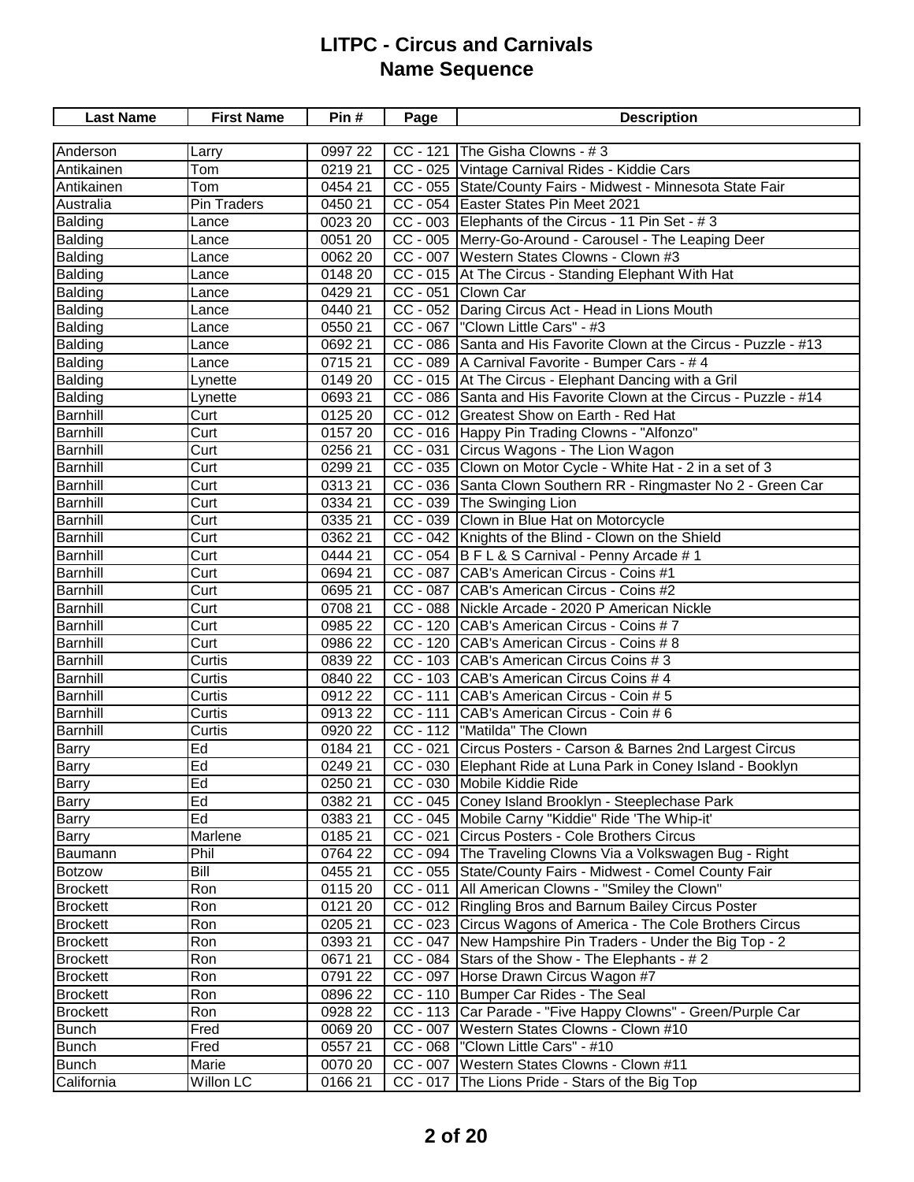# LITPC - Circus and Carnivals
## Name Sequence

| Last Name | First Name | Pin # | Page | Description |
|---|---|---|---|---|
| Anderson | Larry | 0997 22 | CC - 121 | The Gisha Clowns - # 3 |
| Antikainen | Tom | 0219 21 | CC - 025 | Vintage Carnival Rides - Kiddie Cars |
| Antikainen | Tom | 0454 21 | CC - 055 | State/County Fairs - Midwest - Minnesota State Fair |
| Australia | Pin Traders | 0450 21 | CC - 054 | Easter States Pin Meet 2021 |
| Balding | Lance | 0023 20 | CC - 003 | Elephants of the Circus - 11 Pin Set - # 3 |
| Balding | Lance | 0051 20 | CC - 005 | Merry-Go-Around - Carousel - The Leaping Deer |
| Balding | Lance | 0062 20 | CC - 007 | Western States Clowns - Clown #3 |
| Balding | Lance | 0148 20 | CC - 015 | At The Circus - Standing Elephant With Hat |
| Balding | Lance | 0429 21 | CC - 051 | Clown Car |
| Balding | Lance | 0440 21 | CC - 052 | Daring Circus Act - Head in Lions Mouth |
| Balding | Lance | 0550 21 | CC - 067 | "Clown Little Cars" - #3 |
| Balding | Lance | 0692 21 | CC - 086 | Santa and His Favorite Clown at the Circus - Puzzle - #13 |
| Balding | Lance | 0715 21 | CC - 089 | A Carnival Favorite - Bumper Cars - # 4 |
| Balding | Lynette | 0149 20 | CC - 015 | At The Circus - Elephant Dancing with a Gril |
| Balding | Lynette | 0693 21 | CC - 086 | Santa and His Favorite Clown at the Circus - Puzzle - #14 |
| Barnhill | Curt | 0125 20 | CC - 012 | Greatest Show on Earth - Red Hat |
| Barnhill | Curt | 0157 20 | CC - 016 | Happy Pin Trading Clowns - "Alfonzo" |
| Barnhill | Curt | 0256 21 | CC - 031 | Circus Wagons - The Lion Wagon |
| Barnhill | Curt | 0299 21 | CC - 035 | Clown on Motor Cycle - White Hat - 2 in a set of 3 |
| Barnhill | Curt | 0313 21 | CC - 036 | Santa Clown Southern RR - Ringmaster No 2 - Green Car |
| Barnhill | Curt | 0334 21 | CC - 039 | The Swinging Lion |
| Barnhill | Curt | 0335 21 | CC - 039 | Clown in Blue Hat on Motorcycle |
| Barnhill | Curt | 0362 21 | CC - 042 | Knights of the Blind - Clown on the Shield |
| Barnhill | Curt | 0444 21 | CC - 054 | B F L & S Carnival - Penny Arcade # 1 |
| Barnhill | Curt | 0694 21 | CC - 087 | CAB's American Circus - Coins #1 |
| Barnhill | Curt | 0695 21 | CC - 087 | CAB's American Circus - Coins #2 |
| Barnhill | Curt | 0708 21 | CC - 088 | Nickle Arcade - 2020 P American Nickle |
| Barnhill | Curt | 0985 22 | CC - 120 | CAB's American Circus - Coins # 7 |
| Barnhill | Curt | 0986 22 | CC - 120 | CAB's American Circus - Coins # 8 |
| Barnhill | Curtis | 0839 22 | CC - 103 | CAB's American Circus Coins # 3 |
| Barnhill | Curtis | 0840 22 | CC - 103 | CAB's American Circus Coins # 4 |
| Barnhill | Curtis | 0912 22 | CC - 111 | CAB's American Circus - Coin # 5 |
| Barnhill | Curtis | 0913 22 | CC - 111 | CAB's American Circus - Coin # 6 |
| Barnhill | Curtis | 0920 22 | CC - 112 | "Matilda" The Clown |
| Barry | Ed | 0184 21 | CC - 021 | Circus Posters - Carson & Barnes 2nd Largest Circus |
| Barry | Ed | 0249 21 | CC - 030 | Elephant Ride at Luna Park in Coney Island - Booklyn |
| Barry | Ed | 0250 21 | CC - 030 | Mobile Kiddie Ride |
| Barry | Ed | 0382 21 | CC - 045 | Coney Island Brooklyn - Steeplechase Park |
| Barry | Ed | 0383 21 | CC - 045 | Mobile Carny "Kiddie" Ride 'The Whip-it' |
| Barry | Marlene | 0185 21 | CC - 021 | Circus Posters - Cole Brothers Circus |
| Baumann | Phil | 0764 22 | CC - 094 | The Traveling Clowns Via a Volkswagen Bug - Right |
| Botzow | Bill | 0455 21 | CC - 055 | State/County Fairs - Midwest - Comel County Fair |
| Brockett | Ron | 0115 20 | CC - 011 | All American Clowns - "Smiley the Clown" |
| Brockett | Ron | 0121 20 | CC - 012 | Ringling Bros and Barnum Bailey Circus Poster |
| Brockett | Ron | 0205 21 | CC - 023 | Circus Wagons of America - The Cole Brothers Circus |
| Brockett | Ron | 0393 21 | CC - 047 | New Hampshire Pin Traders - Under the Big Top - 2 |
| Brockett | Ron | 0671 21 | CC - 084 | Stars of the Show - The Elephants - # 2 |
| Brockett | Ron | 0791 22 | CC - 097 | Horse Drawn Circus Wagon #7 |
| Brockett | Ron | 0896 22 | CC - 110 | Bumper Car Rides - The Seal |
| Brockett | Ron | 0928 22 | CC - 113 | Car Parade - "Five Happy Clowns" - Green/Purple Car |
| Bunch | Fred | 0069 20 | CC - 007 | Western States Clowns - Clown #10 |
| Bunch | Fred | 0557 21 | CC - 068 | "Clown Little Cars" - #10 |
| Bunch | Marie | 0070 20 | CC - 007 | Western States Clowns - Clown #11 |
| California | Willon LC | 0166 21 | CC - 017 | The Lions Pride - Stars of the Big Top |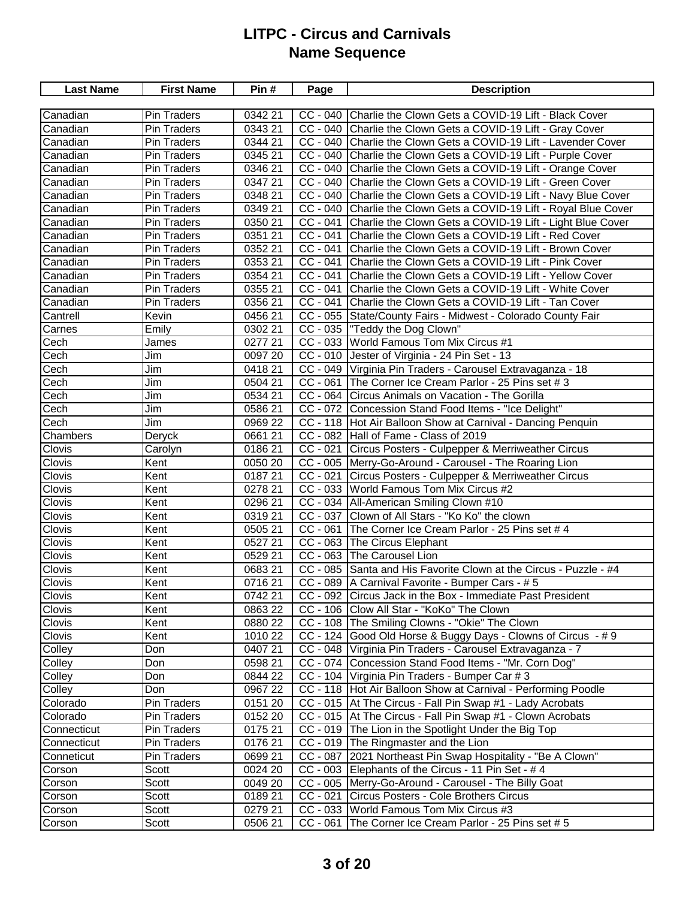# LITPC - Circus and Carnivals
## Name Sequence

| Last Name | First Name | Pin # | Page | Description |
|---|---|---|---|---|
| Canadian | Pin Traders | 0342 21 | CC - 040 | Charlie the Clown Gets a COVID-19 Lift - Black Cover |
| Canadian | Pin Traders | 0343 21 | CC - 040 | Charlie the Clown Gets a COVID-19 Lift - Gray Cover |
| Canadian | Pin Traders | 0344 21 | CC - 040 | Charlie the Clown Gets a COVID-19 Lift - Lavender Cover |
| Canadian | Pin Traders | 0345 21 | CC - 040 | Charlie the Clown Gets a COVID-19 Lift - Purple Cover |
| Canadian | Pin Traders | 0346 21 | CC - 040 | Charlie the Clown Gets a COVID-19 Lift - Orange Cover |
| Canadian | Pin Traders | 0347 21 | CC - 040 | Charlie the Clown Gets a COVID-19 Lift - Green Cover |
| Canadian | Pin Traders | 0348 21 | CC - 040 | Charlie the Clown Gets a COVID-19 Lift - Navy Blue Cover |
| Canadian | Pin Traders | 0349 21 | CC - 040 | Charlie the Clown Gets a COVID-19 Lift - Royal Blue Cover |
| Canadian | Pin Traders | 0350 21 | CC - 041 | Charlie the Clown Gets a COVID-19 Lift - Light Blue Cover |
| Canadian | Pin Traders | 0351 21 | CC - 041 | Charlie the Clown Gets a COVID-19 Lift - Red Cover |
| Canadian | Pin Traders | 0352 21 | CC - 041 | Charlie the Clown Gets a COVID-19 Lift - Brown Cover |
| Canadian | Pin Traders | 0353 21 | CC - 041 | Charlie the Clown Gets a COVID-19 Lift - Pink Cover |
| Canadian | Pin Traders | 0354 21 | CC - 041 | Charlie the Clown Gets a COVID-19 Lift - Yellow Cover |
| Canadian | Pin Traders | 0355 21 | CC - 041 | Charlie the Clown Gets a COVID-19 Lift - White Cover |
| Canadian | Pin Traders | 0356 21 | CC - 041 | Charlie the Clown Gets a COVID-19 Lift - Tan Cover |
| Cantrell | Kevin | 0456 21 | CC - 055 | State/County Fairs - Midwest - Colorado County Fair |
| Carnes | Emily | 0302 21 | CC - 035 | "Teddy the Dog Clown" |
| Cech | James | 0277 21 | CC - 033 | World Famous Tom Mix Circus #1 |
| Cech | Jim | 0097 20 | CC - 010 | Jester of Virginia - 24 Pin Set - 13 |
| Cech | Jim | 0418 21 | CC - 049 | Virginia Pin Traders - Carousel Extravaganza - 18 |
| Cech | Jim | 0504 21 | CC - 061 | The Corner Ice Cream Parlor - 25 Pins set # 3 |
| Cech | Jim | 0534 21 | CC - 064 | Circus Animals on Vacation - The Gorilla |
| Cech | Jim | 0586 21 | CC - 072 | Concession Stand Food Items - "Ice Delight" |
| Cech | Jim | 0969 22 | CC - 118 | Hot Air Balloon Show at Carnival - Dancing Penquin |
| Chambers | Deryck | 0661 21 | CC - 082 | Hall of Fame - Class of 2019 |
| Clovis | Carolyn | 0186 21 | CC - 021 | Circus Posters - Culpepper & Merriweather Circus |
| Clovis | Kent | 0050 20 | CC - 005 | Merry-Go-Around - Carousel - The Roaring Lion |
| Clovis | Kent | 0187 21 | CC - 021 | Circus Posters - Culpepper & Merriweather Circus |
| Clovis | Kent | 0278 21 | CC - 033 | World Famous Tom Mix Circus #2 |
| Clovis | Kent | 0296 21 | CC - 034 | All-American Smiling Clown #10 |
| Clovis | Kent | 0319 21 | CC - 037 | Clown of All Stars - "Ko Ko" the clown |
| Clovis | Kent | 0505 21 | CC - 061 | The Corner Ice Cream Parlor - 25 Pins set # 4 |
| Clovis | Kent | 0527 21 | CC - 063 | The Circus Elephant |
| Clovis | Kent | 0529 21 | CC - 063 | The Carousel Lion |
| Clovis | Kent | 0683 21 | CC - 085 | Santa and His Favorite Clown at the Circus - Puzzle - #4 |
| Clovis | Kent | 0716 21 | CC - 089 | A Carnival Favorite - Bumper Cars - # 5 |
| Clovis | Kent | 0742 21 | CC - 092 | Circus Jack in the Box - Immediate Past President |
| Clovis | Kent | 0863 22 | CC - 106 | Clow All Star - "KoKo" The Clown |
| Clovis | Kent | 0880 22 | CC - 108 | The Smiling Clowns - "Okie" The Clown |
| Clovis | Kent | 1010 22 | CC - 124 | Good Old Horse & Buggy Days - Clowns of Circus - # 9 |
| Colley | Don | 0407 21 | CC - 048 | Virginia Pin Traders - Carousel Extravaganza - 7 |
| Colley | Don | 0598 21 | CC - 074 | Concession Stand Food Items - "Mr. Corn Dog" |
| Colley | Don | 0844 22 | CC - 104 | Virginia Pin Traders - Bumper Car # 3 |
| Colley | Don | 0967 22 | CC - 118 | Hot Air Balloon Show at Carnival - Performing Poodle |
| Colorado | Pin Traders | 0151 20 | CC - 015 | At The Circus - Fall Pin Swap #1 - Lady Acrobats |
| Colorado | Pin Traders | 0152 20 | CC - 015 | At The Circus - Fall Pin Swap #1 - Clown Acrobats |
| Connecticut | Pin Traders | 0175 21 | CC - 019 | The Lion in the Spotlight Under the Big Top |
| Connecticut | Pin Traders | 0176 21 | CC - 019 | The Ringmaster and the Lion |
| Conneticut | Pin Traders | 0699 21 | CC - 087 | 2021 Northeast Pin Swap Hospitality - "Be A Clown" |
| Corson | Scott | 0024 20 | CC - 003 | Elephants of the Circus - 11 Pin Set - # 4 |
| Corson | Scott | 0049 20 | CC - 005 | Merry-Go-Around - Carousel - The Billy Goat |
| Corson | Scott | 0189 21 | CC - 021 | Circus Posters - Cole Brothers Circus |
| Corson | Scott | 0279 21 | CC - 033 | World Famous Tom Mix Circus #3 |
| Corson | Scott | 0506 21 | CC - 061 | The Corner Ice Cream Parlor - 25 Pins set # 5 |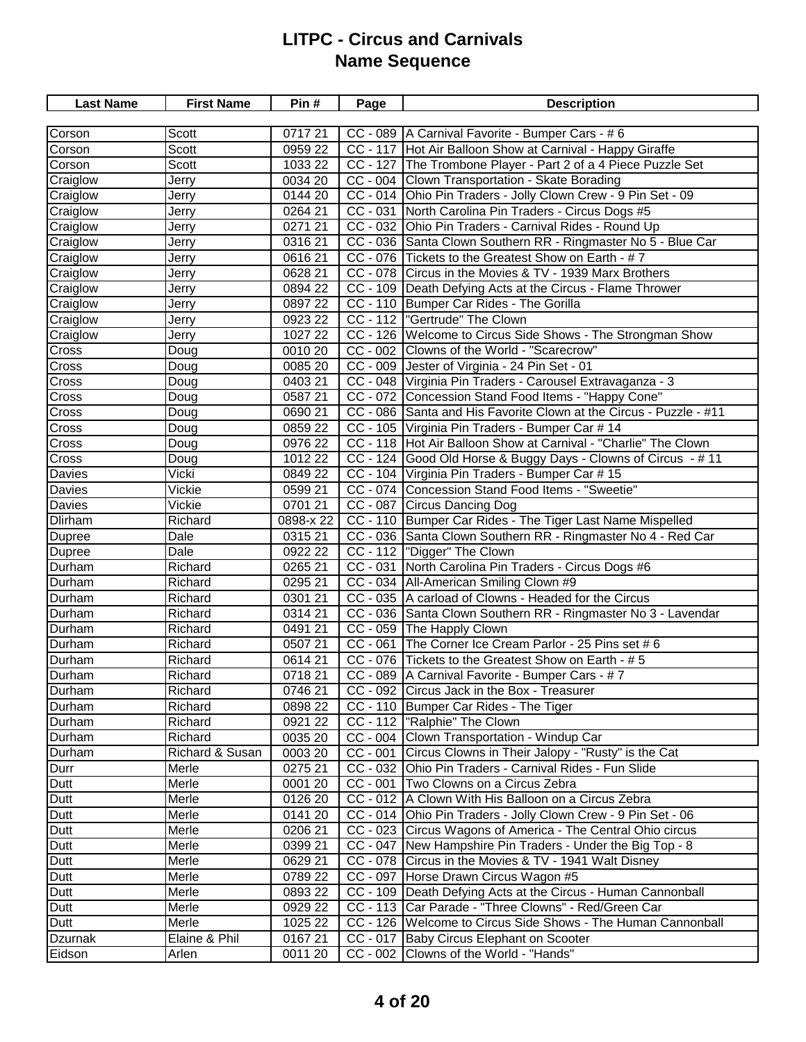# LITPC - Circus and Carnivals
## Name Sequence

| Last Name | First Name | Pin # | Page | Description |
|---|---|---|---|---|
| Corson | Scott | 0717 21 | CC - 089 | A Carnival Favorite - Bumper Cars - # 6 |
| Corson | Scott | 0959 22 | CC - 117 | Hot Air Balloon Show at Carnival - Happy Giraffe |
| Corson | Scott | 1033 22 | CC - 127 | The Trombone Player - Part 2 of a 4 Piece Puzzle Set |
| Craiglow | Jerry | 0034 20 | CC - 004 | Clown Transportation - Skate Borading |
| Craiglow | Jerry | 0144 20 | CC - 014 | Ohio Pin Traders - Jolly Clown Crew - 9 Pin Set - 09 |
| Craiglow | Jerry | 0264 21 | CC - 031 | North Carolina Pin Traders - Circus Dogs #5 |
| Craiglow | Jerry | 0271 21 | CC - 032 | Ohio Pin Traders - Carnival Rides - Round Up |
| Craiglow | Jerry | 0316 21 | CC - 036 | Santa Clown Southern RR - Ringmaster No 5 - Blue Car |
| Craiglow | Jerry | 0616 21 | CC - 076 | Tickets to the Greatest Show on Earth - # 7 |
| Craiglow | Jerry | 0628 21 | CC - 078 | Circus in the Movies & TV - 1939 Marx Brothers |
| Craiglow | Jerry | 0894 22 | CC - 109 | Death Defying Acts at the Circus - Flame Thrower |
| Craiglow | Jerry | 0897 22 | CC - 110 | Bumper Car Rides - The Gorilla |
| Craiglow | Jerry | 0923 22 | CC - 112 | "Gertrude" The Clown |
| Craiglow | Jerry | 1027 22 | CC - 126 | Welcome to Circus Side Shows - The Strongman Show |
| Cross | Doug | 0010 20 | CC - 002 | Clowns of the World - "Scarecrow" |
| Cross | Doug | 0085 20 | CC - 009 | Jester of Virginia - 24 Pin Set - 01 |
| Cross | Doug | 0403 21 | CC - 048 | Virginia Pin Traders - Carousel Extravaganza - 3 |
| Cross | Doug | 0587 21 | CC - 072 | Concession Stand Food Items - "Happy Cone" |
| Cross | Doug | 0690 21 | CC - 086 | Santa and His Favorite Clown at the Circus - Puzzle - #11 |
| Cross | Doug | 0859 22 | CC - 105 | Virginia Pin Traders - Bumper Car # 14 |
| Cross | Doug | 0976 22 | CC - 118 | Hot Air Balloon Show at Carnival - "Charlie" The Clown |
| Cross | Doug | 1012 22 | CC - 124 | Good Old Horse & Buggy Days - Clowns of Circus - # 11 |
| Davies | Vicki | 0849 22 | CC - 104 | Virginia Pin Traders - Bumper Car # 15 |
| Davies | Vickie | 0599 21 | CC - 074 | Concession Stand Food Items - "Sweetie" |
| Davies | Vickie | 0701 21 | CC - 087 | Circus Dancing Dog |
| Dlirham | Richard | 0898-x 22 | CC - 110 | Bumper Car Rides - The Tiger Last Name Mispelled |
| Dupree | Dale | 0315 21 | CC - 036 | Santa Clown Southern RR - Ringmaster No 4 - Red Car |
| Dupree | Dale | 0922 22 | CC - 112 | "Digger" The Clown |
| Durham | Richard | 0265 21 | CC - 031 | North Carolina Pin Traders - Circus Dogs #6 |
| Durham | Richard | 0295 21 | CC - 034 | All-American Smiling Clown #9 |
| Durham | Richard | 0301 21 | CC - 035 | A carload of Clowns - Headed for the Circus |
| Durham | Richard | 0314 21 | CC - 036 | Santa Clown Southern RR - Ringmaster No 3 - Lavendar |
| Durham | Richard | 0491 21 | CC - 059 | The Happly Clown |
| Durham | Richard | 0507 21 | CC - 061 | The Corner Ice Cream Parlor - 25 Pins set # 6 |
| Durham | Richard | 0614 21 | CC - 076 | Tickets to the Greatest Show on Earth - # 5 |
| Durham | Richard | 0718 21 | CC - 089 | A Carnival Favorite - Bumper Cars - # 7 |
| Durham | Richard | 0746 21 | CC - 092 | Circus Jack in the Box - Treasurer |
| Durham | Richard | 0898 22 | CC - 110 | Bumper Car Rides - The Tiger |
| Durham | Richard | 0921 22 | CC - 112 | "Ralphie" The Clown |
| Durham | Richard | 0035 20 | CC - 004 | Clown Transportation - Windup Car |
| Durham | Richard & Susan | 0003 20 | CC - 001 | Circus Clowns in Their Jalopy - "Rusty" is the Cat |
| Durr | Merle | 0275 21 | CC - 032 | Ohio Pin Traders - Carnival Rides - Fun Slide |
| Dutt | Merle | 0001 20 | CC - 001 | Two Clowns on a Circus Zebra |
| Dutt | Merle | 0126 20 | CC - 012 | A Clown With His Balloon on a Circus Zebra |
| Dutt | Merle | 0141 20 | CC - 014 | Ohio Pin Traders - Jolly Clown Crew - 9 Pin Set - 06 |
| Dutt | Merle | 0206 21 | CC - 023 | Circus Wagons of America - The Central Ohio circus |
| Dutt | Merle | 0399 21 | CC - 047 | New Hampshire Pin Traders - Under the Big Top - 8 |
| Dutt | Merle | 0629 21 | CC - 078 | Circus in the Movies & TV - 1941 Walt Disney |
| Dutt | Merle | 0789 22 | CC - 097 | Horse Drawn Circus Wagon #5 |
| Dutt | Merle | 0893 22 | CC - 109 | Death Defying Acts at the Circus - Human Cannonball |
| Dutt | Merle | 0929 22 | CC - 113 | Car Parade - "Three Clowns" - Red/Green Car |
| Dutt | Merle | 1025 22 | CC - 126 | Welcome to Circus Side Shows - The Human Cannonball |
| Dzurnak | Elaine & Phil | 0167 21 | CC - 017 | Baby Circus Elephant on Scooter |
| Eidson | Arlen | 0011 20 | CC - 002 | Clowns of the World - "Hands" |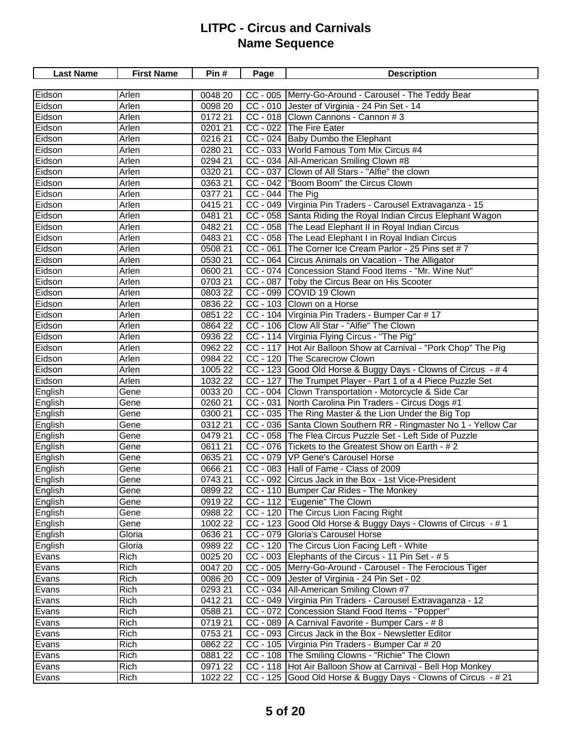# LITPC - Circus and Carnivals
## Name Sequence

| Last Name | First Name | Pin # | Page | Description |
|---|---|---|---|---|
| Eidson | Arlen | 0048 20 | CC - 005 | Merry-Go-Around - Carousel - The Teddy Bear |
| Eidson | Arlen | 0098 20 | CC - 010 | Jester of Virginia - 24 Pin Set - 14 |
| Eidson | Arlen | 0172 21 | CC - 018 | Clown Cannons - Cannon # 3 |
| Eidson | Arlen | 0201 21 | CC - 022 | The Fire Eater |
| Eidson | Arlen | 0216 21 | CC - 024 | Baby Dumbo the Elephant |
| Eidson | Arlen | 0280 21 | CC - 033 | World Famous Tom Mix Circus #4 |
| Eidson | Arlen | 0294 21 | CC - 034 | All-American Smiling Clown #8 |
| Eidson | Arlen | 0320 21 | CC - 037 | Clown of All Stars - "Alfie" the clown |
| Eidson | Arlen | 0363 21 | CC - 042 | "Boom Boom" the Circus Clown |
| Eidson | Arlen | 0377 21 | CC - 044 | The Pig |
| Eidson | Arlen | 0415 21 | CC - 049 | Virginia Pin Traders - Carousel Extravaganza - 15 |
| Eidson | Arlen | 0481 21 | CC - 058 | Santa Riding the Royal Indian Circus Elephant Wagon |
| Eidson | Arlen | 0482 21 | CC - 058 | The Lead Elephant II in Royal Indian Circus |
| Eidson | Arlen | 0483 21 | CC - 058 | The Lead Elephant I in Royal Indian Circus |
| Eidson | Arlen | 0508 21 | CC - 061 | The Corner Ice Cream Parlor - 25 Pins set # 7 |
| Eidson | Arlen | 0530 21 | CC - 064 | Circus Animals on Vacation - The Alligator |
| Eidson | Arlen | 0600 21 | CC - 074 | Concession Stand Food Items - "Mr. Wine Nut" |
| Eidson | Arlen | 0703 21 | CC - 087 | Toby the Circus Bear on His Scooter |
| Eidson | Arlen | 0803 22 | CC - 099 | COVID 19 Clown |
| Eidson | Arlen | 0836 22 | CC - 103 | Clown on a Horse |
| Eidson | Arlen | 0851 22 | CC - 104 | Virginia Pin Traders - Bumper Car # 17 |
| Eidson | Arlen | 0864 22 | CC - 106 | Clow All Star - "Alfie" The Clown |
| Eidson | Arlen | 0936 22 | CC - 114 | Virginia Flying Circus - "The Pig" |
| Eidson | Arlen | 0962 22 | CC - 117 | Hot Air Balloon Show at Carnival - "Pork Chop" The Pig |
| Eidson | Arlen | 0984 22 | CC - 120 | The Scarecrow Clown |
| Eidson | Arlen | 1005 22 | CC - 123 | Good Old Horse & Buggy Days - Clowns of Circus - # 4 |
| Eidson | Arlen | 1032 22 | CC - 127 | The Trumpet Player - Part 1 of a 4 Piece Puzzle Set |
| English | Gene | 0033 20 | CC - 004 | Clown Transportation - Motorcycle & Side Car |
| English | Gene | 0260 21 | CC - 031 | North Carolina Pin Traders - Circus Dogs #1 |
| English | Gene | 0300 21 | CC - 035 | The Ring Master & the Lion Under the Big Top |
| English | Gene | 0312 21 | CC - 036 | Santa Clown Southern RR - Ringmaster No 1 - Yellow Car |
| English | Gene | 0479 21 | CC - 058 | The Flea Circus Puzzle Set - Left Side of Puzzle |
| English | Gene | 0611 21 | CC - 076 | Tickets to the Greatest Show on Earth - # 2 |
| English | Gene | 0635 21 | CC - 079 | VP Gene's Carousel Horse |
| English | Gene | 0666 21 | CC - 083 | Hall of Fame - Class of 2009 |
| English | Gene | 0743 21 | CC - 092 | Circus Jack in the Box - 1st Vice-President |
| English | Gene | 0899 22 | CC - 110 | Bumper Car Rides - The Monkey |
| English | Gene | 0919 22 | CC - 112 | "Eugenie" The Clown |
| English | Gene | 0988 22 | CC - 120 | The Circus Lion Facing Right |
| English | Gene | 1002 22 | CC - 123 | Good Old Horse & Buggy Days - Clowns of Circus - # 1 |
| English | Gloria | 0636 21 | CC - 079 | Gloria's Carousel Horse |
| English | Gloria | 0989 22 | CC - 120 | The Circus Lion Facing Left - White |
| Evans | Rich | 0025 20 | CC - 003 | Elephants of the Circus - 11 Pin Set - # 5 |
| Evans | Rich | 0047 20 | CC - 005 | Merry-Go-Around - Carousel - The Ferocious Tiger |
| Evans | Rich | 0086 20 | CC - 009 | Jester of Virginia - 24 Pin Set - 02 |
| Evans | Rich | 0293 21 | CC - 034 | All-American Smiling Clown #7 |
| Evans | Rich | 0412 21 | CC - 049 | Virginia Pin Traders - Carousel Extravaganza - 12 |
| Evans | Rich | 0588 21 | CC - 072 | Concession Stand Food Items - "Popper" |
| Evans | Rich | 0719 21 | CC - 089 | A Carnival Favorite - Bumper Cars - # 8 |
| Evans | Rich | 0753 21 | CC - 093 | Circus Jack in the Box - Newsletter Editor |
| Evans | Rich | 0862 22 | CC - 105 | Virginia Pin Traders - Bumper Car # 20 |
| Evans | Rich | 0881 22 | CC - 108 | The Smiling Clowns - "Richie" The Clown |
| Evans | Rich | 0971 22 | CC - 118 | Hot Air Balloon Show at Carnival - Bell Hop Monkey |
| Evans | Rich | 1022 22 | CC - 125 | Good Old Horse & Buggy Days - Clowns of Circus - # 21 |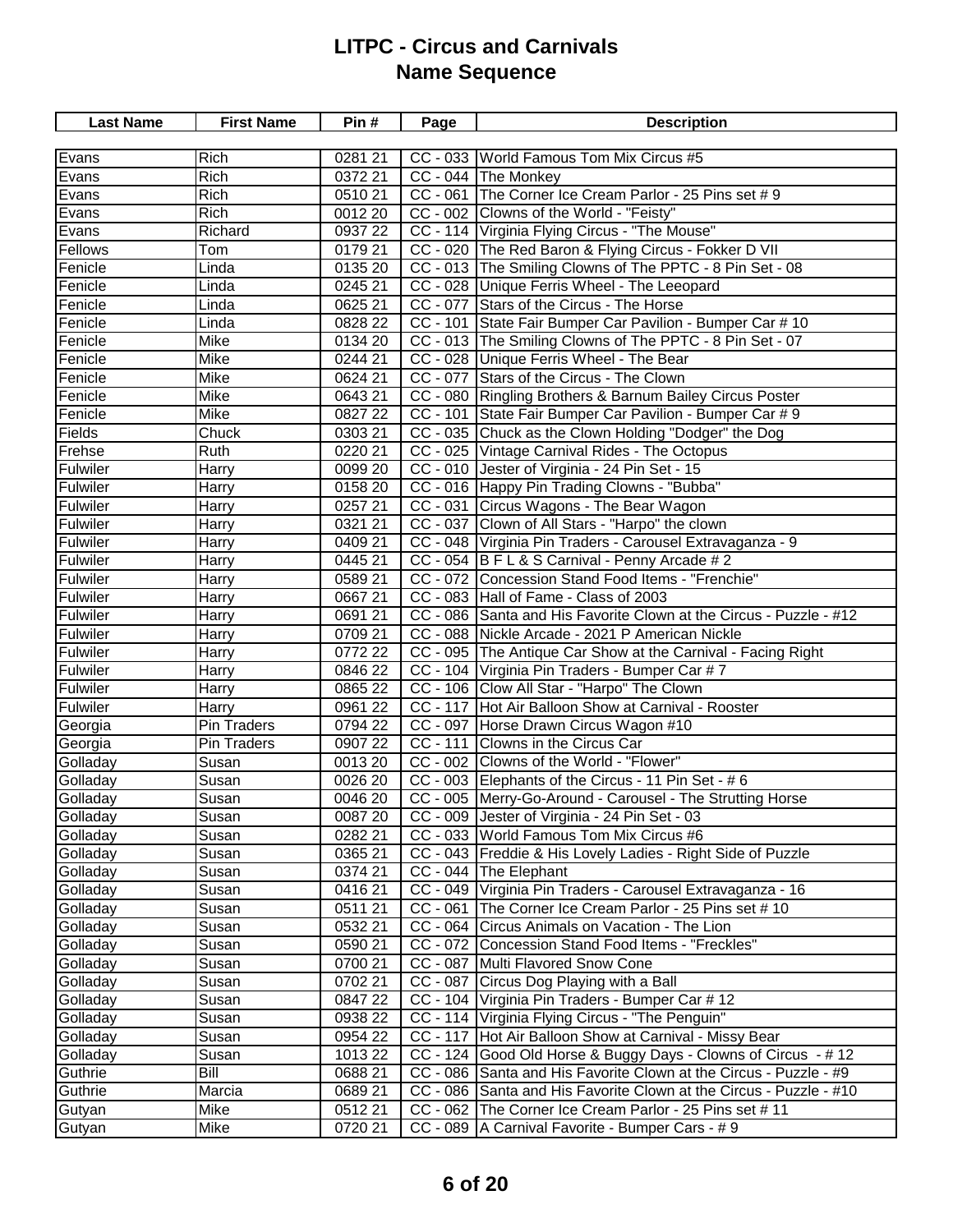# LITPC - Circus and Carnivals
## Name Sequence

| Last Name | First Name | Pin # | Page | Description |
|---|---|---|---|---|
| Evans | Rich | 0281 21 | CC - 033 | World Famous Tom Mix Circus #5 |
| Evans | Rich | 0372 21 | CC - 044 | The Monkey |
| Evans | Rich | 0510 21 | CC - 061 | The Corner Ice Cream Parlor - 25 Pins set # 9 |
| Evans | Rich | 0012 20 | CC - 002 | Clowns of the World - "Feisty" |
| Evans | Richard | 0937 22 | CC - 114 | Virginia Flying Circus - "The Mouse" |
| Fellows | Tom | 0179 21 | CC - 020 | The Red Baron & Flying Circus - Fokker D VII |
| Fenicle | Linda | 0135 20 | CC - 013 | The Smiling Clowns of The PPTC - 8 Pin Set - 08 |
| Fenicle | Linda | 0245 21 | CC - 028 | Unique Ferris Wheel - The Leeopard |
| Fenicle | Linda | 0625 21 | CC - 077 | Stars of the Circus - The Horse |
| Fenicle | Linda | 0828 22 | CC - 101 | State Fair Bumper Car Pavilion - Bumper Car # 10 |
| Fenicle | Mike | 0134 20 | CC - 013 | The Smiling Clowns of The PPTC - 8 Pin Set - 07 |
| Fenicle | Mike | 0244 21 | CC - 028 | Unique Ferris Wheel - The Bear |
| Fenicle | Mike | 0624 21 | CC - 077 | Stars of the Circus - The Clown |
| Fenicle | Mike | 0643 21 | CC - 080 | Ringling Brothers & Barnum Bailey Circus Poster |
| Fenicle | Mike | 0827 22 | CC - 101 | State Fair Bumper Car Pavilion - Bumper Car # 9 |
| Fields | Chuck | 0303 21 | CC - 035 | Chuck as the Clown Holding "Dodger" the Dog |
| Frehse | Ruth | 0220 21 | CC - 025 | Vintage Carnival Rides - The Octopus |
| Fulwiler | Harry | 0099 20 | CC - 010 | Jester of Virginia - 24 Pin Set - 15 |
| Fulwiler | Harry | 0158 20 | CC - 016 | Happy Pin Trading Clowns - "Bubba" |
| Fulwiler | Harry | 0257 21 | CC - 031 | Circus Wagons - The Bear Wagon |
| Fulwiler | Harry | 0321 21 | CC - 037 | Clown of All Stars - "Harpo" the clown |
| Fulwiler | Harry | 0409 21 | CC - 048 | Virginia Pin Traders - Carousel Extravaganza - 9 |
| Fulwiler | Harry | 0445 21 | CC - 054 | B F L & S Carnival - Penny Arcade # 2 |
| Fulwiler | Harry | 0589 21 | CC - 072 | Concession Stand Food Items - "Frenchie" |
| Fulwiler | Harry | 0667 21 | CC - 083 | Hall of Fame - Class of 2003 |
| Fulwiler | Harry | 0691 21 | CC - 086 | Santa and His Favorite Clown at the Circus - Puzzle - #12 |
| Fulwiler | Harry | 0709 21 | CC - 088 | Nickle Arcade - 2021 P American Nickle |
| Fulwiler | Harry | 0772 22 | CC - 095 | The Antique Car Show at the Carnival - Facing Right |
| Fulwiler | Harry | 0846 22 | CC - 104 | Virginia Pin Traders - Bumper Car # 7 |
| Fulwiler | Harry | 0865 22 | CC - 106 | Clow All Star - "Harpo" The Clown |
| Fulwiler | Harry | 0961 22 | CC - 117 | Hot Air Balloon Show at Carnival - Rooster |
| Georgia | Pin Traders | 0794 22 | CC - 097 | Horse Drawn Circus Wagon #10 |
| Georgia | Pin Traders | 0907 22 | CC - 111 | Clowns in the Circus Car |
| Golladay | Susan | 0013 20 | CC - 002 | Clowns of the World - "Flower" |
| Golladay | Susan | 0026 20 | CC - 003 | Elephants of the Circus - 11 Pin Set - # 6 |
| Golladay | Susan | 0046 20 | CC - 005 | Merry-Go-Around - Carousel - The Strutting Horse |
| Golladay | Susan | 0087 20 | CC - 009 | Jester of Virginia - 24 Pin Set - 03 |
| Golladay | Susan | 0282 21 | CC - 033 | World Famous Tom Mix Circus #6 |
| Golladay | Susan | 0365 21 | CC - 043 | Freddie & His Lovely Ladies - Right Side of Puzzle |
| Golladay | Susan | 0374 21 | CC - 044 | The Elephant |
| Golladay | Susan | 0416 21 | CC - 049 | Virginia Pin Traders - Carousel Extravaganza - 16 |
| Golladay | Susan | 0511 21 | CC - 061 | The Corner Ice Cream Parlor - 25 Pins set # 10 |
| Golladay | Susan | 0532 21 | CC - 064 | Circus Animals on Vacation - The Lion |
| Golladay | Susan | 0590 21 | CC - 072 | Concession Stand Food Items - "Freckles" |
| Golladay | Susan | 0700 21 | CC - 087 | Multi Flavored Snow Cone |
| Golladay | Susan | 0702 21 | CC - 087 | Circus Dog Playing with a Ball |
| Golladay | Susan | 0847 22 | CC - 104 | Virginia Pin Traders - Bumper Car # 12 |
| Golladay | Susan | 0938 22 | CC - 114 | Virginia Flying Circus - "The Penguin" |
| Golladay | Susan | 0954 22 | CC - 117 | Hot Air Balloon Show at Carnival - Missy Bear |
| Golladay | Susan | 1013 22 | CC - 124 | Good Old Horse & Buggy Days - Clowns of Circus - # 12 |
| Guthrie | Bill | 0688 21 | CC - 086 | Santa and His Favorite Clown at the Circus - Puzzle - #9 |
| Guthrie | Marcia | 0689 21 | CC - 086 | Santa and His Favorite Clown at the Circus - Puzzle - #10 |
| Gutyan | Mike | 0512 21 | CC - 062 | The Corner Ice Cream Parlor - 25 Pins set # 11 |
| Gutyan | Mike | 0720 21 | CC - 089 | A Carnival Favorite - Bumper Cars - # 9 |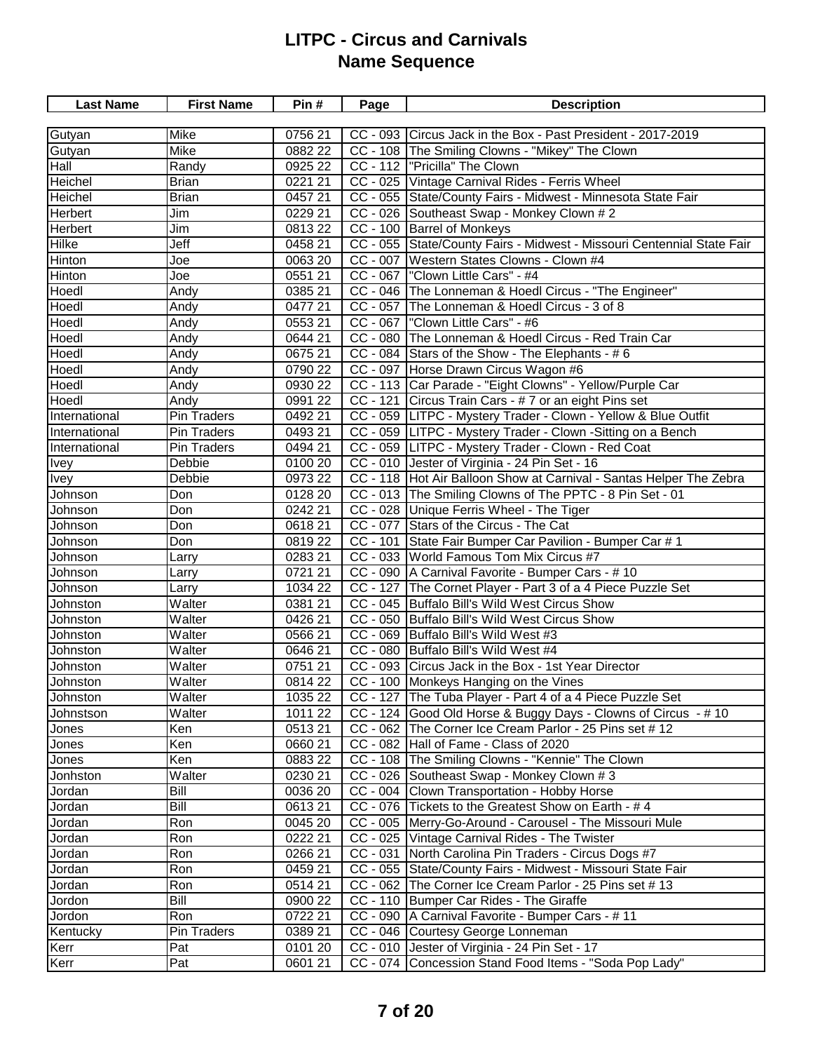# LITPC - Circus and Carnivals
## Name Sequence

| Last Name | First Name | Pin # | Page | Description |
|---|---|---|---|---|
| Gutyan | Mike | 0756 21 | CC - 093 | Circus Jack in the Box - Past President - 2017-2019 |
| Gutyan | Mike | 0882 22 | CC - 108 | The Smiling Clowns - "Mikey" The Clown |
| Hall | Randy | 0925 22 | CC - 112 | "Pricilla" The Clown |
| Heichel | Brian | 0221 21 | CC - 025 | Vintage Carnival Rides - Ferris Wheel |
| Heichel | Brian | 0457 21 | CC - 055 | State/County Fairs - Midwest - Minnesota State Fair |
| Herbert | Jim | 0229 21 | CC - 026 | Southeast Swap - Monkey Clown # 2 |
| Herbert | Jim | 0813 22 | CC - 100 | Barrel of Monkeys |
| Hilke | Jeff | 0458 21 | CC - 055 | State/County Fairs - Midwest - Missouri Centennial State Fair |
| Hinton | Joe | 0063 20 | CC - 007 | Western States Clowns - Clown #4 |
| Hinton | Joe | 0551 21 | CC - 067 | "Clown Little Cars" - #4 |
| Hoedl | Andy | 0385 21 | CC - 046 | The Lonneman & Hoedl Circus - "The Engineer" |
| Hoedl | Andy | 0477 21 | CC - 057 | The Lonneman & Hoedl Circus - 3 of 8 |
| Hoedl | Andy | 0553 21 | CC - 067 | "Clown Little Cars" - #6 |
| Hoedl | Andy | 0644 21 | CC - 080 | The Lonneman & Hoedl Circus - Red Train Car |
| Hoedl | Andy | 0675 21 | CC - 084 | Stars of the Show - The Elephants - # 6 |
| Hoedl | Andy | 0790 22 | CC - 097 | Horse Drawn Circus Wagon #6 |
| Hoedl | Andy | 0930 22 | CC - 113 | Car Parade - "Eight Clowns" - Yellow/Purple Car |
| Hoedl | Andy | 0991 22 | CC - 121 | Circus Train Cars - # 7 or an eight Pins set |
| International | Pin Traders | 0492 21 | CC - 059 | LITPC - Mystery Trader - Clown - Yellow & Blue Outfit |
| International | Pin Traders | 0493 21 | CC - 059 | LITPC - Mystery Trader - Clown -Sitting on a Bench |
| International | Pin Traders | 0494 21 | CC - 059 | LITPC - Mystery Trader - Clown - Red Coat |
| Ivey | Debbie | 0100 20 | CC - 010 | Jester of Virginia - 24 Pin Set - 16 |
| Ivey | Debbie | 0973 22 | CC - 118 | Hot Air Balloon Show at Carnival - Santas Helper The Zebra |
| Johnson | Don | 0128 20 | CC - 013 | The Smiling Clowns of The PPTC - 8 Pin Set - 01 |
| Johnson | Don | 0242 21 | CC - 028 | Unique Ferris Wheel - The Tiger |
| Johnson | Don | 0618 21 | CC - 077 | Stars of the Circus - The Cat |
| Johnson | Don | 0819 22 | CC - 101 | State Fair Bumper Car Pavilion - Bumper Car # 1 |
| Johnson | Larry | 0283 21 | CC - 033 | World Famous Tom Mix Circus #7 |
| Johnson | Larry | 0721 21 | CC - 090 | A Carnival Favorite - Bumper Cars - # 10 |
| Johnson | Larry | 1034 22 | CC - 127 | The Cornet Player - Part 3 of a 4 Piece Puzzle Set |
| Johnston | Walter | 0381 21 | CC - 045 | Buffalo Bill's Wild West Circus Show |
| Johnston | Walter | 0426 21 | CC - 050 | Buffalo Bill's Wild West Circus Show |
| Johnston | Walter | 0566 21 | CC - 069 | Buffalo Bill's Wild West #3 |
| Johnston | Walter | 0646 21 | CC - 080 | Buffalo Bill's Wild West #4 |
| Johnston | Walter | 0751 21 | CC - 093 | Circus Jack in the Box - 1st Year Director |
| Johnston | Walter | 0814 22 | CC - 100 | Monkeys Hanging on the Vines |
| Johnston | Walter | 1035 22 | CC - 127 | The Tuba Player - Part 4 of a 4 Piece Puzzle Set |
| Johnstson | Walter | 1011 22 | CC - 124 | Good Old Horse & Buggy Days - Clowns of Circus - # 10 |
| Jones | Ken | 0513 21 | CC - 062 | The Corner Ice Cream Parlor - 25 Pins set # 12 |
| Jones | Ken | 0660 21 | CC - 082 | Hall of Fame - Class of 2020 |
| Jones | Ken | 0883 22 | CC - 108 | The Smiling Clowns - "Kennie" The Clown |
| Jonhston | Walter | 0230 21 | CC - 026 | Southeast Swap - Monkey Clown # 3 |
| Jordan | Bill | 0036 20 | CC - 004 | Clown Transportation - Hobby Horse |
| Jordan | Bill | 0613 21 | CC - 076 | Tickets to the Greatest Show on Earth - # 4 |
| Jordan | Ron | 0045 20 | CC - 005 | Merry-Go-Around - Carousel - The Missouri Mule |
| Jordan | Ron | 0222 21 | CC - 025 | Vintage Carnival Rides - The Twister |
| Jordan | Ron | 0266 21 | CC - 031 | North Carolina Pin Traders - Circus Dogs #7 |
| Jordan | Ron | 0459 21 | CC - 055 | State/County Fairs - Midwest - Missouri State Fair |
| Jordan | Ron | 0514 21 | CC - 062 | The Corner Ice Cream Parlor - 25 Pins set # 13 |
| Jordon | Bill | 0900 22 | CC - 110 | Bumper Car Rides - The Giraffe |
| Jordon | Ron | 0722 21 | CC - 090 | A Carnival Favorite - Bumper Cars - # 11 |
| Kentucky | Pin Traders | 0389 21 | CC - 046 | Courtesy George Lonneman |
| Kerr | Pat | 0101 20 | CC - 010 | Jester of Virginia - 24 Pin Set - 17 |
| Kerr | Pat | 0601 21 | CC - 074 | Concession Stand Food Items - "Soda Pop Lady" |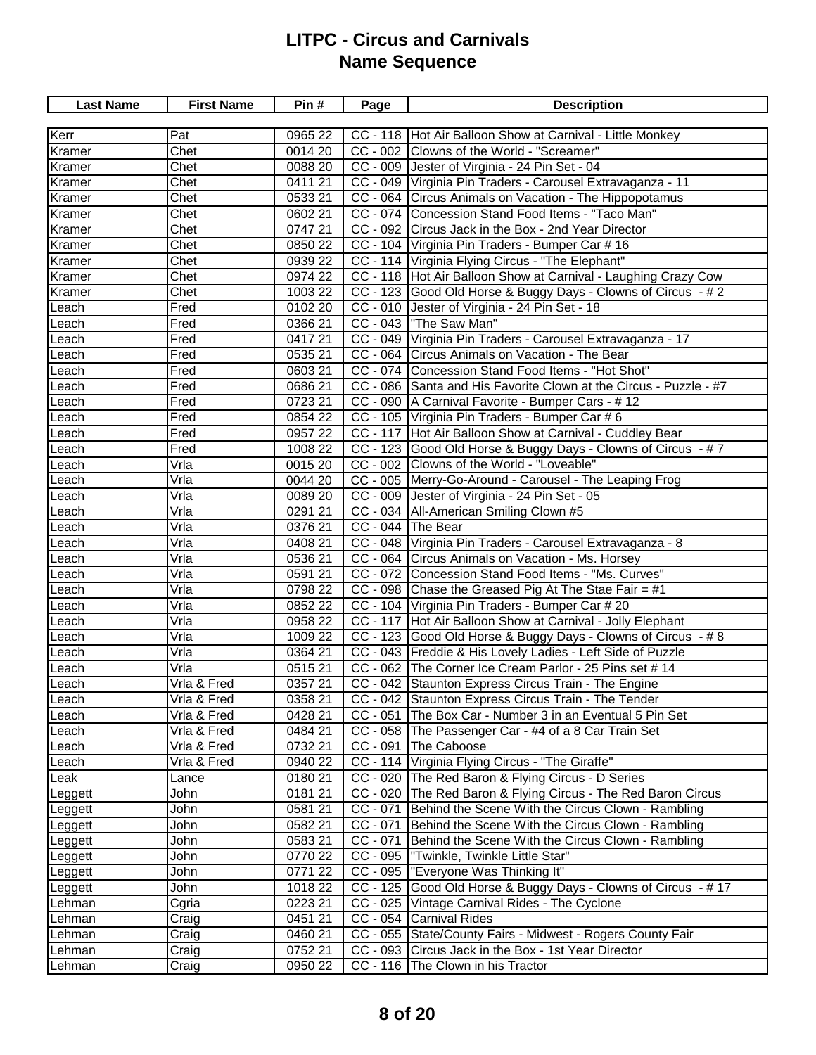# LITPC - Circus and Carnivals
## Name Sequence

| Last Name | First Name | Pin # | Page | Description |
|---|---|---|---|---|
| Kerr | Pat | 0965 22 | CC - 118 | Hot Air Balloon Show at Carnival - Little Monkey |
| Kramer | Chet | 0014 20 | CC - 002 | Clowns of the World - "Screamer" |
| Kramer | Chet | 0088 20 | CC - 009 | Jester of Virginia - 24 Pin Set - 04 |
| Kramer | Chet | 0411 21 | CC - 049 | Virginia Pin Traders - Carousel Extravaganza - 11 |
| Kramer | Chet | 0533 21 | CC - 064 | Circus Animals on Vacation - The Hippopotamus |
| Kramer | Chet | 0602 21 | CC - 074 | Concession Stand Food Items - "Taco Man" |
| Kramer | Chet | 0747 21 | CC - 092 | Circus Jack in the Box - 2nd Year Director |
| Kramer | Chet | 0850 22 | CC - 104 | Virginia Pin Traders - Bumper Car # 16 |
| Kramer | Chet | 0939 22 | CC - 114 | Virginia Flying Circus - "The Elephant" |
| Kramer | Chet | 0974 22 | CC - 118 | Hot Air Balloon Show at Carnival - Laughing Crazy Cow |
| Kramer | Chet | 1003 22 | CC - 123 | Good Old Horse & Buggy Days - Clowns of Circus - # 2 |
| Leach | Fred | 0102 20 | CC - 010 | Jester of Virginia - 24 Pin Set - 18 |
| Leach | Fred | 0366 21 | CC - 043 | "The Saw Man" |
| Leach | Fred | 0417 21 | CC - 049 | Virginia Pin Traders - Carousel Extravaganza - 17 |
| Leach | Fred | 0535 21 | CC - 064 | Circus Animals on Vacation - The Bear |
| Leach | Fred | 0603 21 | CC - 074 | Concession Stand Food Items - "Hot Shot" |
| Leach | Fred | 0686 21 | CC - 086 | Santa and His Favorite Clown at the Circus - Puzzle - #7 |
| Leach | Fred | 0723 21 | CC - 090 | A Carnival Favorite - Bumper Cars - # 12 |
| Leach | Fred | 0854 22 | CC - 105 | Virginia Pin Traders - Bumper Car # 6 |
| Leach | Fred | 0957 22 | CC - 117 | Hot Air Balloon Show at Carnival - Cuddley Bear |
| Leach | Fred | 1008 22 | CC - 123 | Good Old Horse & Buggy Days - Clowns of Circus - # 7 |
| Leach | Vrla | 0015 20 | CC - 002 | Clowns of the World - "Loveable" |
| Leach | Vrla | 0044 20 | CC - 005 | Merry-Go-Around - Carousel - The Leaping Frog |
| Leach | Vrla | 0089 20 | CC - 009 | Jester of Virginia - 24 Pin Set - 05 |
| Leach | Vrla | 0291 21 | CC - 034 | All-American Smiling Clown #5 |
| Leach | Vrla | 0376 21 | CC - 044 | The Bear |
| Leach | Vrla | 0408 21 | CC - 048 | Virginia Pin Traders - Carousel Extravaganza - 8 |
| Leach | Vrla | 0536 21 | CC - 064 | Circus Animals on Vacation - Ms. Horsey |
| Leach | Vrla | 0591 21 | CC - 072 | Concession Stand Food Items - "Ms. Curves" |
| Leach | Vrla | 0798 22 | CC - 098 | Chase the Greased Pig At The Stae Fair = #1 |
| Leach | Vrla | 0852 22 | CC - 104 | Virginia Pin Traders - Bumper Car # 20 |
| Leach | Vrla | 0958 22 | CC - 117 | Hot Air Balloon Show at Carnival - Jolly Elephant |
| Leach | Vrla | 1009 22 | CC - 123 | Good Old Horse & Buggy Days - Clowns of Circus - # 8 |
| Leach | Vrla | 0364 21 | CC - 043 | Freddie & His Lovely Ladies - Left Side of Puzzle |
| Leach | Vrla | 0515 21 | CC - 062 | The Corner Ice Cream Parlor - 25 Pins set # 14 |
| Leach | Vrla & Fred | 0357 21 | CC - 042 | Staunton Express Circus Train - The Engine |
| Leach | Vrla & Fred | 0358 21 | CC - 042 | Staunton Express Circus Train - The Tender |
| Leach | Vrla & Fred | 0428 21 | CC - 051 | The Box Car - Number 3 in an Eventual 5 Pin Set |
| Leach | Vrla & Fred | 0484 21 | CC - 058 | The Passenger Car - #4 of a 8 Car Train Set |
| Leach | Vrla & Fred | 0732 21 | CC - 091 | The Caboose |
| Leach | Vrla & Fred | 0940 22 | CC - 114 | Virginia Flying Circus - "The Giraffe" |
| Leak | Lance | 0180 21 | CC - 020 | The Red Baron & Flying Circus - D Series |
| Leggett | John | 0181 21 | CC - 020 | The Red Baron & Flying Circus - The Red Baron Circus |
| Leggett | John | 0581 21 | CC - 071 | Behind the Scene With the Circus Clown - Rambling |
| Leggett | John | 0582 21 | CC - 071 | Behind the Scene With the Circus Clown - Rambling |
| Leggett | John | 0583 21 | CC - 071 | Behind the Scene With the Circus Clown - Rambling |
| Leggett | John | 0770 22 | CC - 095 | "Twinkle, Twinkle Little Star" |
| Leggett | John | 0771 22 | CC - 095 | "Everyone Was Thinking It" |
| Leggett | John | 1018 22 | CC - 125 | Good Old Horse & Buggy Days - Clowns of Circus - # 17 |
| Lehman | Cgria | 0223 21 | CC - 025 | Vintage Carnival Rides - The Cyclone |
| Lehman | Craig | 0451 21 | CC - 054 | Carnival Rides |
| Lehman | Craig | 0460 21 | CC - 055 | State/County Fairs - Midwest - Rogers County Fair |
| Lehman | Craig | 0752 21 | CC - 093 | Circus Jack in the Box - 1st Year Director |
| Lehman | Craig | 0950 22 | CC - 116 | The Clown in his Tractor |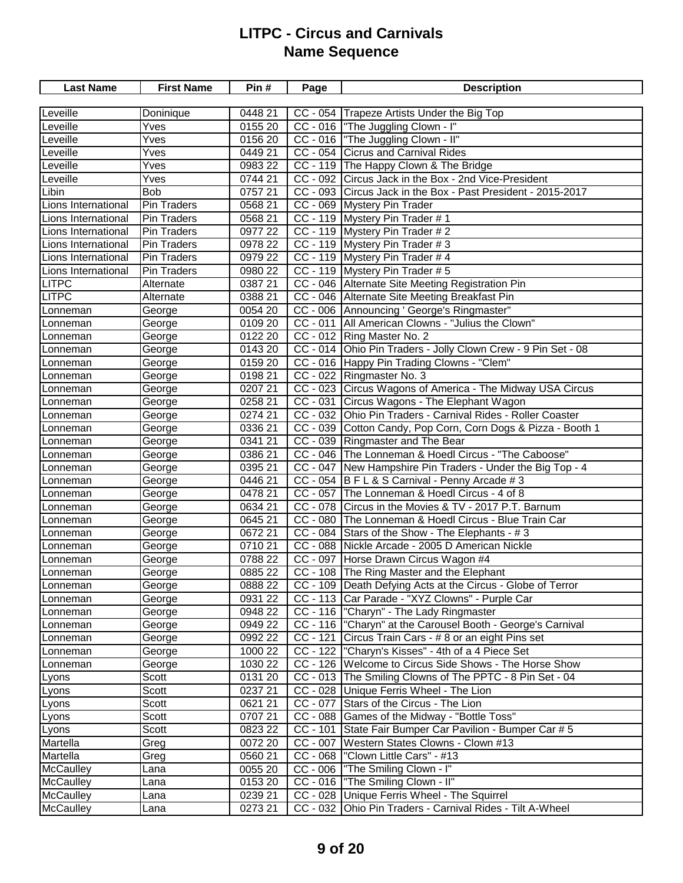# LITPC - Circus and Carnivals
## Name Sequence

| Last Name | First Name | Pin # | Page | Description |
|---|---|---|---|---|
| Leveille | Doninique | 0448 21 | CC - 054 | Trapeze Artists Under the Big Top |
| Leveille | Yves | 0155 20 | CC - 016 | "The Juggling Clown - I" |
| Leveille | Yves | 0156 20 | CC - 016 | "The Juggling Clown - II" |
| Leveille | Yves | 0449 21 | CC - 054 | Cicrus and Carnival Rides |
| Leveille | Yves | 0983 22 | CC - 119 | The Happy Clown & The Bridge |
| Leveille | Yves | 0744 21 | CC - 092 | Circus Jack in the Box - 2nd Vice-President |
| Libin | Bob | 0757 21 | CC - 093 | Circus Jack in the Box - Past President - 2015-2017 |
| Lions International | Pin Traders | 0568 21 | CC - 069 | Mystery Pin Trader |
| Lions International | Pin Traders | 0568 21 | CC - 119 | Mystery Pin Trader # 1 |
| Lions International | Pin Traders | 0977 22 | CC - 119 | Mystery Pin Trader # 2 |
| Lions International | Pin Traders | 0978 22 | CC - 119 | Mystery Pin Trader # 3 |
| Lions International | Pin Traders | 0979 22 | CC - 119 | Mystery Pin Trader # 4 |
| Lions International | Pin Traders | 0980 22 | CC - 119 | Mystery Pin Trader # 5 |
| LITPC | Alternate | 0387 21 | CC - 046 | Alternate Site Meeting Registration Pin |
| LITPC | Alternate | 0388 21 | CC - 046 | Alternate Site Meeting Breakfast Pin |
| Lonneman | George | 0054 20 | CC - 006 | Announcing ' George's Ringmaster" |
| Lonneman | George | 0109 20 | CC - 011 | All American Clowns - "Julius the Clown" |
| Lonneman | George | 0122 20 | CC - 012 | Ring Master No. 2 |
| Lonneman | George | 0143 20 | CC - 014 | Ohio Pin Traders - Jolly Clown Crew - 9 Pin Set - 08 |
| Lonneman | George | 0159 20 | CC - 016 | Happy Pin Trading Clowns - "Clem" |
| Lonneman | George | 0198 21 | CC - 022 | Ringmaster No. 3 |
| Lonneman | George | 0207 21 | CC - 023 | Circus Wagons of America - The Midway USA Circus |
| Lonneman | George | 0258 21 | CC - 031 | Circus Wagons - The Elephant Wagon |
| Lonneman | George | 0274 21 | CC - 032 | Ohio Pin Traders - Carnival Rides - Roller Coaster |
| Lonneman | George | 0336 21 | CC - 039 | Cotton Candy, Pop Corn, Corn Dogs & Pizza - Booth 1 |
| Lonneman | George | 0341 21 | CC - 039 | Ringmaster and The Bear |
| Lonneman | George | 0386 21 | CC - 046 | The Lonneman & Hoedl Circus - "The Caboose" |
| Lonneman | George | 0395 21 | CC - 047 | New Hampshire Pin Traders - Under the Big Top - 4 |
| Lonneman | George | 0446 21 | CC - 054 | B F L & S Carnival - Penny Arcade # 3 |
| Lonneman | George | 0478 21 | CC - 057 | The Lonneman & Hoedl Circus - 4 of 8 |
| Lonneman | George | 0634 21 | CC - 078 | Circus in the Movies & TV - 2017 P.T. Barnum |
| Lonneman | George | 0645 21 | CC - 080 | The Lonneman & Hoedl Circus - Blue Train Car |
| Lonneman | George | 0672 21 | CC - 084 | Stars of the Show - The Elephants - # 3 |
| Lonneman | George | 0710 21 | CC - 088 | Nickle Arcade - 2005 D American Nickle |
| Lonneman | George | 0788 22 | CC - 097 | Horse Drawn Circus Wagon #4 |
| Lonneman | George | 0885 22 | CC - 108 | The Ring Master and the Elephant |
| Lonneman | George | 0888 22 | CC - 109 | Death Defying Acts at the Circus - Globe of Terror |
| Lonneman | George | 0931 22 | CC - 113 | Car Parade - "XYZ Clowns" - Purple Car |
| Lonneman | George | 0948 22 | CC - 116 | "Charyn" - The Lady Ringmaster |
| Lonneman | George | 0949 22 | CC - 116 | "Charyn" at the Carousel Booth - George's Carnival |
| Lonneman | George | 0992 22 | CC - 121 | Circus Train Cars - # 8 or an eight Pins set |
| Lonneman | George | 1000 22 | CC - 122 | "Charyn's Kisses" - 4th of a 4 Piece Set |
| Lonneman | George | 1030 22 | CC - 126 | Welcome to Circus Side Shows - The Horse Show |
| Lyons | Scott | 0131 20 | CC - 013 | The Smiling Clowns of The PPTC - 8 Pin Set - 04 |
| Lyons | Scott | 0237 21 | CC - 028 | Unique Ferris Wheel - The Lion |
| Lyons | Scott | 0621 21 | CC - 077 | Stars of the Circus - The Lion |
| Lyons | Scott | 0707 21 | CC - 088 | Games of the Midway - "Bottle Toss" |
| Lyons | Scott | 0823 22 | CC - 101 | State Fair Bumper Car Pavilion - Bumper Car # 5 |
| Martella | Greg | 0072 20 | CC - 007 | Western States Clowns - Clown #13 |
| Martella | Greg | 0560 21 | CC - 068 | "Clown Little Cars" - #13 |
| McCaulley | Lana | 0055 20 | CC - 006 | "The Smiling Clown - I" |
| McCaulley | Lana | 0153 20 | CC - 016 | "The Smiling Clown - II" |
| McCaulley | Lana | 0239 21 | CC - 028 | Unique Ferris Wheel - The Squirrel |
| McCaulley | Lana | 0273 21 | CC - 032 | Ohio Pin Traders - Carnival Rides - Tilt A-Wheel |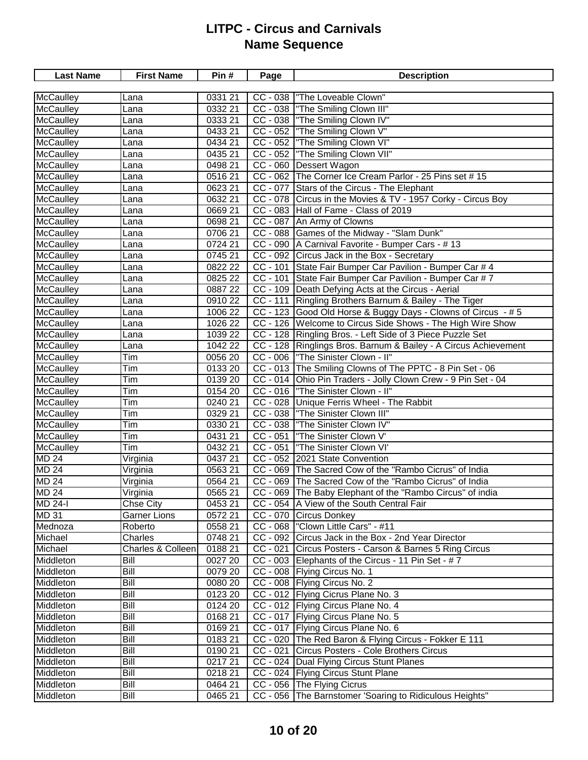# LITPC - Circus and Carnivals
## Name Sequence

| Last Name | First Name | Pin # | Page | Description |
|---|---|---|---|---|
| McCaulley | Lana | 0331 21 | CC - 038 | "The Loveable Clown" |
| McCaulley | Lana | 0332 21 | CC - 038 | "The Smiling Clown III" |
| McCaulley | Lana | 0333 21 | CC - 038 | "The Smiling Clown IV" |
| McCaulley | Lana | 0433 21 | CC - 052 | "The Smiling Clown V" |
| McCaulley | Lana | 0434 21 | CC - 052 | "The Smiling Clown VI" |
| McCaulley | Lana | 0435 21 | CC - 052 | "The Smiling Clown VII" |
| McCaulley | Lana | 0498 21 | CC - 060 | Dessert Wagon |
| McCaulley | Lana | 0516 21 | CC - 062 | The Corner Ice Cream Parlor - 25 Pins set # 15 |
| McCaulley | Lana | 0623 21 | CC - 077 | Stars of the Circus - The Elephant |
| McCaulley | Lana | 0632 21 | CC - 078 | Circus in the Movies & TV - 1957 Corky - Circus Boy |
| McCaulley | Lana | 0669 21 | CC - 083 | Hall of Fame - Class of 2019 |
| McCaulley | Lana | 0698 21 | CC - 087 | An Army of Clowns |
| McCaulley | Lana | 0706 21 | CC - 088 | Games of the Midway - "Slam Dunk" |
| McCaulley | Lana | 0724 21 | CC - 090 | A Carnival Favorite - Bumper Cars - # 13 |
| McCaulley | Lana | 0745 21 | CC - 092 | Circus Jack in the Box - Secretary |
| McCaulley | Lana | 0822 22 | CC - 101 | State Fair Bumper Car Pavilion - Bumper Car # 4 |
| McCaulley | Lana | 0825 22 | CC - 101 | State Fair Bumper Car Pavilion - Bumper Car # 7 |
| McCaulley | Lana | 0887 22 | CC - 109 | Death Defying Acts at the Circus - Aerial |
| McCaulley | Lana | 0910 22 | CC - 111 | Ringling Brothers Barnum & Bailey - The Tiger |
| McCaulley | Lana | 1006 22 | CC - 123 | Good Old Horse & Buggy Days - Clowns of Circus - # 5 |
| McCaulley | Lana | 1026 22 | CC - 126 | Welcome to Circus Side Shows - The High Wire Show |
| McCaulley | Lana | 1039 22 | CC - 128 | Ringling Bros. - Left Side of 3 Piece Puzzle Set |
| McCaulley | Lana | 1042 22 | CC - 128 | Ringlings Bros. Barnum & Bailey - A Circus Achievement |
| McCaulley | Tim | 0056 20 | CC - 006 | "The Sinister Clown - II" |
| McCaulley | Tim | 0133 20 | CC - 013 | The Smiling Clowns of The PPTC - 8 Pin Set - 06 |
| McCaulley | Tim | 0139 20 | CC - 014 | Ohio Pin Traders - Jolly Clown Crew - 9 Pin Set - 04 |
| McCaulley | Tim | 0154 20 | CC - 016 | "The Sinister Clown - II" |
| McCaulley | Tim | 0240 21 | CC - 028 | Unique Ferris Wheel - The Rabbit |
| McCaulley | Tim | 0329 21 | CC - 038 | "The Sinister Clown III" |
| McCaulley | Tim | 0330 21 | CC - 038 | "The Sinister Clown IV" |
| McCaulley | Tim | 0431 21 | CC - 051 | "The Sinister Clown V' |
| McCaulley | Tim | 0432 21 | CC - 051 | "The Sinister Clown VI' |
| MD 24 | Virginia | 0437 21 | CC - 052 | 2021 State Convention |
| MD 24 | Virginia | 0563 21 | CC - 069 | The Sacred Cow of the "Rambo Cicrus" of India |
| MD 24 | Virginia | 0564 21 | CC - 069 | The Sacred Cow of the "Rambo Cicrus" of India |
| MD 24 | Virginia | 0565 21 | CC - 069 | The Baby Elephant of the "Rambo Circus" of india |
| MD 24-I | Chse City | 0453 21 | CC - 054 | A View of the South Central Fair |
| MD 31 | Garner Lions | 0572 21 | CC - 070 | Circus Donkey |
| Mednoza | Roberto | 0558 21 | CC - 068 | "Clown Little Cars" - #11 |
| Michael | Charles | 0748 21 | CC - 092 | Circus Jack in the Box - 2nd Year Director |
| Michael | Charles & Colleen | 0188 21 | CC - 021 | Circus Posters - Carson & Barnes 5 Ring Circus |
| Middleton | Bill | 0027 20 | CC - 003 | Elephants of the Circus - 11 Pin Set - # 7 |
| Middleton | Bill | 0079 20 | CC - 008 | Flying Circus No. 1 |
| Middleton | Bill | 0080 20 | CC - 008 | Flying Circus No. 2 |
| Middleton | Bill | 0123 20 | CC - 012 | Flying Cicrus Plane No. 3 |
| Middleton | Bill | 0124 20 | CC - 012 | Flying Circus Plane No. 4 |
| Middleton | Bill | 0168 21 | CC - 017 | Flying Circus Plane No. 5 |
| Middleton | Bill | 0169 21 | CC - 017 | Flying Circus Plane No. 6 |
| Middleton | Bill | 0183 21 | CC - 020 | The Red Baron & Flying Circus - Fokker E 111 |
| Middleton | Bill | 0190 21 | CC - 021 | Circus Posters - Cole Brothers Circus |
| Middleton | Bill | 0217 21 | CC - 024 | Dual Flying Circus Stunt Planes |
| Middleton | Bill | 0218 21 | CC - 024 | Flying Circus Stunt Plane |
| Middleton | Bill | 0464 21 | CC - 056 | The Flying Cicrus |
| Middleton | Bill | 0465 21 | CC - 056 | The Barnstomer 'Soaring to Ridiculous Heights" |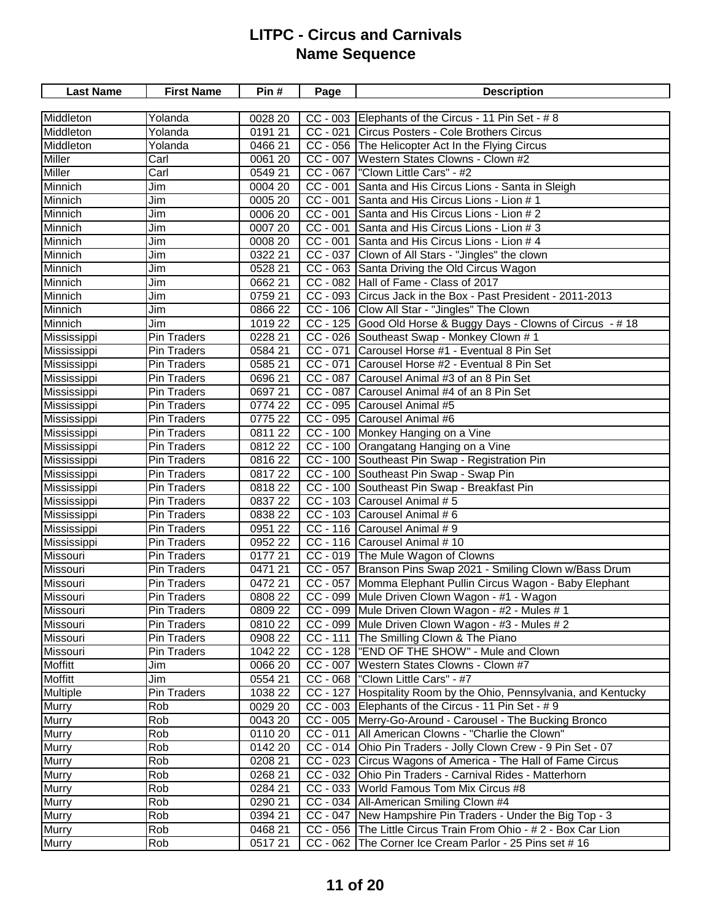# LITPC - Circus and Carnivals
## Name Sequence

| Last Name | First Name | Pin # | Page | Description |
|---|---|---|---|---|
| Middleton | Yolanda | 0028 20 | CC - 003 | Elephants of the Circus - 11 Pin Set - # 8 |
| Middleton | Yolanda | 0191 21 | CC - 021 | Circus Posters - Cole Brothers Circus |
| Middleton | Yolanda | 0466 21 | CC - 056 | The Helicopter Act In the Flying Circus |
| Miller | Carl | 0061 20 | CC - 007 | Western States Clowns - Clown #2 |
| Miller | Carl | 0549 21 | CC - 067 | "Clown Little Cars" - #2 |
| Minnich | Jim | 0004 20 | CC - 001 | Santa and His Circus Lions - Santa in Sleigh |
| Minnich | Jim | 0005 20 | CC - 001 | Santa and His Circus Lions - Lion # 1 |
| Minnich | Jim | 0006 20 | CC - 001 | Santa and His Circus Lions - Lion # 2 |
| Minnich | Jim | 0007 20 | CC - 001 | Santa and His Circus Lions - Lion # 3 |
| Minnich | Jim | 0008 20 | CC - 001 | Santa and His Circus Lions - Lion # 4 |
| Minnich | Jim | 0322 21 | CC - 037 | Clown of All Stars - "Jingles" the clown |
| Minnich | Jim | 0528 21 | CC - 063 | Santa Driving the Old Circus Wagon |
| Minnich | Jim | 0662 21 | CC - 082 | Hall of Fame - Class of 2017 |
| Minnich | Jim | 0759 21 | CC - 093 | Circus Jack in the Box - Past President - 2011-2013 |
| Minnich | Jim | 0866 22 | CC - 106 | Clow All Star - "Jingles" The Clown |
| Minnich | Jim | 1019 22 | CC - 125 | Good Old Horse & Buggy Days - Clowns of Circus - # 18 |
| Mississippi | Pin Traders | 0228 21 | CC - 026 | Southeast Swap - Monkey Clown # 1 |
| Mississippi | Pin Traders | 0584 21 | CC - 071 | Carousel Horse #1 - Eventual 8 Pin Set |
| Mississippi | Pin Traders | 0585 21 | CC - 071 | Carousel Horse #2 - Eventual 8 Pin Set |
| Mississippi | Pin Traders | 0696 21 | CC - 087 | Carousel Animal #3 of an 8 Pin Set |
| Mississippi | Pin Traders | 0697 21 | CC - 087 | Carousel Animal #4 of an 8 Pin Set |
| Mississippi | Pin Traders | 0774 22 | CC - 095 | Carousel Animal #5 |
| Mississippi | Pin Traders | 0775 22 | CC - 095 | Carousel Animal #6 |
| Mississippi | Pin Traders | 0811 22 | CC - 100 | Monkey Hanging on a Vine |
| Mississippi | Pin Traders | 0812 22 | CC - 100 | Orangatang Hanging on a Vine |
| Mississippi | Pin Traders | 0816 22 | CC - 100 | Southeast Pin Swap - Registration Pin |
| Mississippi | Pin Traders | 0817 22 | CC - 100 | Southeast Pin Swap - Swap Pin |
| Mississippi | Pin Traders | 0818 22 | CC - 100 | Southeast Pin Swap - Breakfast Pin |
| Mississippi | Pin Traders | 0837 22 | CC - 103 | Carousel Animal # 5 |
| Mississippi | Pin Traders | 0838 22 | CC - 103 | Carousel Animal # 6 |
| Mississippi | Pin Traders | 0951 22 | CC - 116 | Carousel Animal # 9 |
| Mississippi | Pin Traders | 0952 22 | CC - 116 | Carousel Animal # 10 |
| Missouri | Pin Traders | 0177 21 | CC - 019 | The Mule Wagon of Clowns |
| Missouri | Pin Traders | 0471 21 | CC - 057 | Branson Pins Swap 2021 - Smiling Clown w/Bass Drum |
| Missouri | Pin Traders | 0472 21 | CC - 057 | Momma Elephant Pullin Circus Wagon - Baby Elephant |
| Missouri | Pin Traders | 0808 22 | CC - 099 | Mule Driven Clown Wagon - #1 - Wagon |
| Missouri | Pin Traders | 0809 22 | CC - 099 | Mule Driven Clown Wagon - #2 - Mules # 1 |
| Missouri | Pin Traders | 0810 22 | CC - 099 | Mule Driven Clown Wagon - #3 - Mules # 2 |
| Missouri | Pin Traders | 0908 22 | CC - 111 | The Smilling Clown & The Piano |
| Missouri | Pin Traders | 1042 22 | CC - 128 | "END OF THE SHOW" - Mule and Clown |
| Moffitt | Jim | 0066 20 | CC - 007 | Western States Clowns - Clown #7 |
| Moffitt | Jim | 0554 21 | CC - 068 | "Clown Little Cars" - #7 |
| Multiple | Pin Traders | 1038 22 | CC - 127 | Hospitality Room by the Ohio, Pennsylvania, and Kentucky |
| Murry | Rob | 0029 20 | CC - 003 | Elephants of the Circus - 11 Pin Set - # 9 |
| Murry | Rob | 0043 20 | CC - 005 | Merry-Go-Around - Carousel - The Bucking Bronco |
| Murry | Rob | 0110 20 | CC - 011 | All American Clowns - "Charlie the Clown" |
| Murry | Rob | 0142 20 | CC - 014 | Ohio Pin Traders - Jolly Clown Crew - 9 Pin Set - 07 |
| Murry | Rob | 0208 21 | CC - 023 | Circus Wagons of America - The Hall of Fame Circus |
| Murry | Rob | 0268 21 | CC - 032 | Ohio Pin Traders - Carnival Rides - Matterhorn |
| Murry | Rob | 0284 21 | CC - 033 | World Famous Tom Mix Circus #8 |
| Murry | Rob | 0290 21 | CC - 034 | All-American Smiling Clown #4 |
| Murry | Rob | 0394 21 | CC - 047 | New Hampshire Pin Traders - Under the Big Top - 3 |
| Murry | Rob | 0468 21 | CC - 056 | The Little Circus Train From Ohio - # 2 - Box Car Lion |
| Murry | Rob | 0517 21 | CC - 062 | The Corner Ice Cream Parlor - 25 Pins set # 16 |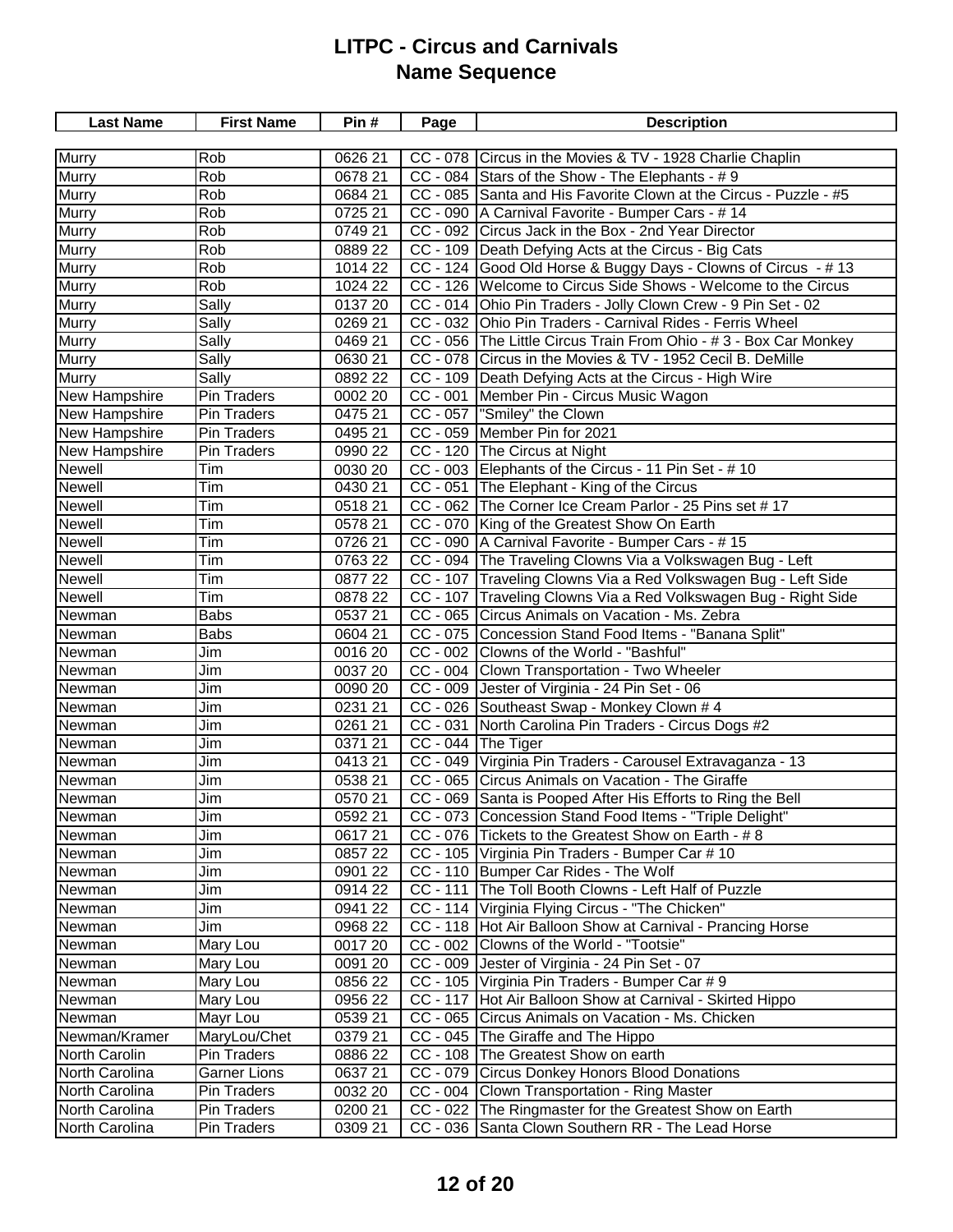# LITPC - Circus and Carnivals

## Name Sequence

| Last Name | First Name | Pin # | Page | Description |
|---|---|---|---|---|
| Murry | Rob | 0626 21 | CC - 078 | Circus in the Movies & TV - 1928 Charlie Chaplin |
| Murry | Rob | 0678 21 | CC - 084 | Stars of the Show - The Elephants - # 9 |
| Murry | Rob | 0684 21 | CC - 085 | Santa and His Favorite Clown at the Circus - Puzzle - #5 |
| Murry | Rob | 0725 21 | CC - 090 | A Carnival Favorite - Bumper Cars - # 14 |
| Murry | Rob | 0749 21 | CC - 092 | Circus Jack in the Box - 2nd Year Director |
| Murry | Rob | 0889 22 | CC - 109 | Death Defying Acts at the Circus - Big Cats |
| Murry | Rob | 1014 22 | CC - 124 | Good Old Horse & Buggy Days - Clowns of Circus - # 13 |
| Murry | Rob | 1024 22 | CC - 126 | Welcome to Circus Side Shows - Welcome to the Circus |
| Murry | Sally | 0137 20 | CC - 014 | Ohio Pin Traders - Jolly Clown Crew - 9 Pin Set - 02 |
| Murry | Sally | 0269 21 | CC - 032 | Ohio Pin Traders - Carnival Rides - Ferris Wheel |
| Murry | Sally | 0469 21 | CC - 056 | The Little Circus Train From Ohio - # 3 - Box Car Monkey |
| Murry | Sally | 0630 21 | CC - 078 | Circus in the Movies & TV - 1952 Cecil B. DeMille |
| Murry | Sally | 0892 22 | CC - 109 | Death Defying Acts at the Circus - High Wire |
| New Hampshire | Pin Traders | 0002 20 | CC - 001 | Member Pin - Circus Music Wagon |
| New Hampshire | Pin Traders | 0475 21 | CC - 057 | "Smiley" the Clown |
| New Hampshire | Pin Traders | 0495 21 | CC - 059 | Member Pin for 2021 |
| New Hampshire | Pin Traders | 0990 22 | CC - 120 | The Circus at Night |
| Newell | Tim | 0030 20 | CC - 003 | Elephants of the Circus - 11 Pin Set - # 10 |
| Newell | Tim | 0430 21 | CC - 051 | The Elephant - King of the Circus |
| Newell | Tim | 0518 21 | CC - 062 | The Corner Ice Cream Parlor - 25 Pins set # 17 |
| Newell | Tim | 0578 21 | CC - 070 | King of the Greatest Show On Earth |
| Newell | Tim | 0726 21 | CC - 090 | A Carnival Favorite - Bumper Cars - # 15 |
| Newell | Tim | 0763 22 | CC - 094 | The Traveling Clowns Via a Volkswagen Bug - Left |
| Newell | Tim | 0877 22 | CC - 107 | Traveling Clowns Via a Red Volkswagen Bug - Left Side |
| Newell | Tim | 0878 22 | CC - 107 | Traveling Clowns Via a Red Volkswagen Bug - Right Side |
| Newman | Babs | 0537 21 | CC - 065 | Circus Animals on Vacation - Ms. Zebra |
| Newman | Babs | 0604 21 | CC - 075 | Concession Stand Food Items - "Banana Split" |
| Newman | Jim | 0016 20 | CC - 002 | Clowns of the World - "Bashful" |
| Newman | Jim | 0037 20 | CC - 004 | Clown Transportation - Two Wheeler |
| Newman | Jim | 0090 20 | CC - 009 | Jester of Virginia - 24 Pin Set - 06 |
| Newman | Jim | 0231 21 | CC - 026 | Southeast Swap - Monkey Clown # 4 |
| Newman | Jim | 0261 21 | CC - 031 | North Carolina Pin Traders - Circus Dogs #2 |
| Newman | Jim | 0371 21 | CC - 044 | The Tiger |
| Newman | Jim | 0413 21 | CC - 049 | Virginia Pin Traders - Carousel Extravaganza - 13 |
| Newman | Jim | 0538 21 | CC - 065 | Circus Animals on Vacation - The Giraffe |
| Newman | Jim | 0570 21 | CC - 069 | Santa is Pooped After His Efforts to Ring the Bell |
| Newman | Jim | 0592 21 | CC - 073 | Concession Stand Food Items - "Triple Delight" |
| Newman | Jim | 0617 21 | CC - 076 | Tickets to the Greatest Show on Earth - # 8 |
| Newman | Jim | 0857 22 | CC - 105 | Virginia Pin Traders - Bumper Car # 10 |
| Newman | Jim | 0901 22 | CC - 110 | Bumper Car Rides - The Wolf |
| Newman | Jim | 0914 22 | CC - 111 | The Toll Booth Clowns - Left Half of Puzzle |
| Newman | Jim | 0941 22 | CC - 114 | Virginia Flying Circus - "The Chicken" |
| Newman | Jim | 0968 22 | CC - 118 | Hot Air Balloon Show at Carnival - Prancing Horse |
| Newman | Mary Lou | 0017 20 | CC - 002 | Clowns of the World - "Tootsie" |
| Newman | Mary Lou | 0091 20 | CC - 009 | Jester of Virginia - 24 Pin Set - 07 |
| Newman | Mary Lou | 0856 22 | CC - 105 | Virginia Pin Traders - Bumper Car # 9 |
| Newman | Mary Lou | 0956 22 | CC - 117 | Hot Air Balloon Show at Carnival - Skirted Hippo |
| Newman | Mayr Lou | 0539 21 | CC - 065 | Circus Animals on Vacation - Ms. Chicken |
| Newman/Kramer | MaryLou/Chet | 0379 21 | CC - 045 | The Giraffe and The Hippo |
| North Carolin | Pin Traders | 0886 22 | CC - 108 | The Greatest Show on earth |
| North Carolina | Garner Lions | 0637 21 | CC - 079 | Circus Donkey Honors Blood Donations |
| North Carolina | Pin Traders | 0032 20 | CC - 004 | Clown Transportation - Ring Master |
| North Carolina | Pin Traders | 0200 21 | CC - 022 | The Ringmaster for the Greatest Show on Earth |
| North Carolina | Pin Traders | 0309 21 | CC - 036 | Santa Clown Southern RR - The Lead Horse |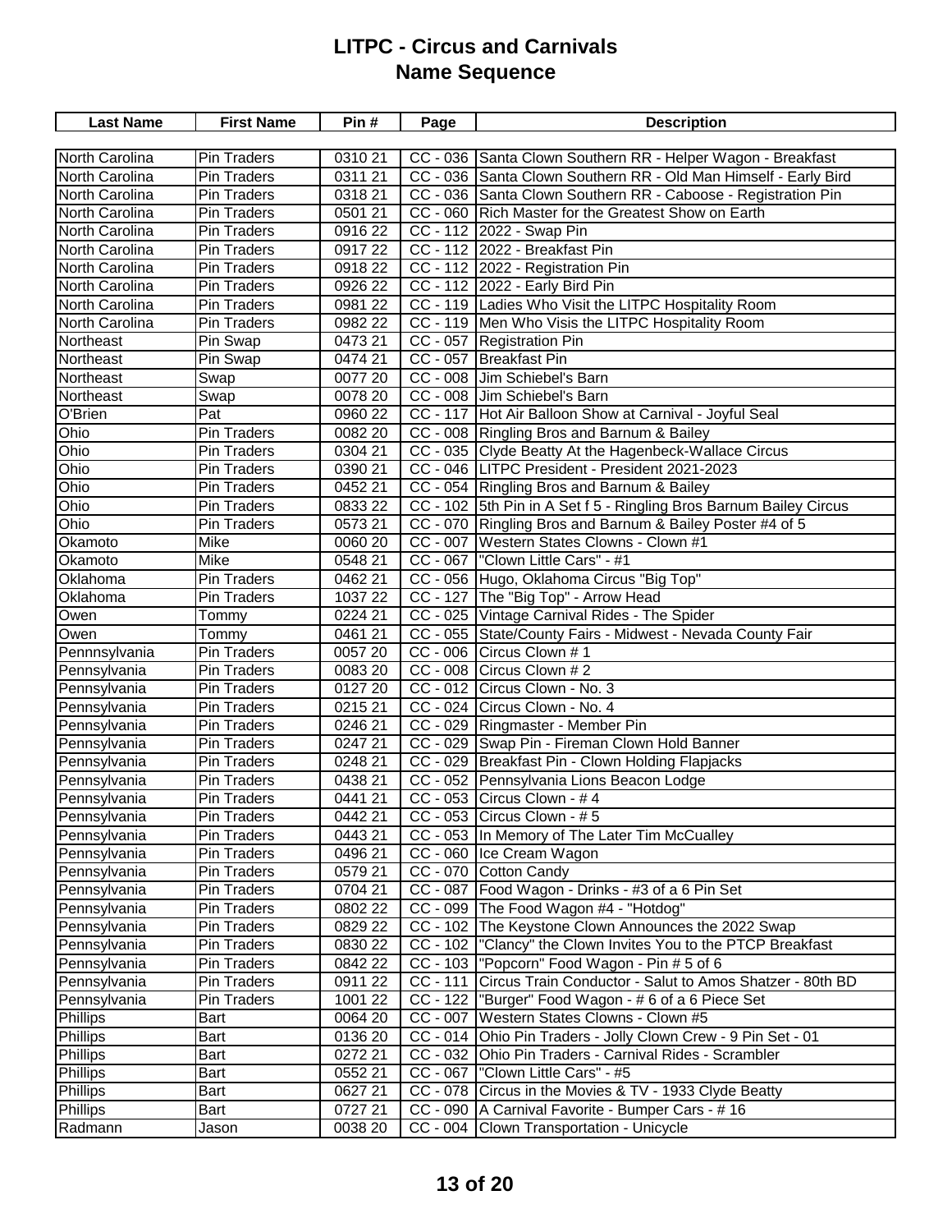# LITPC - Circus and Carnivals
## Name Sequence

| Last Name | First Name | Pin # | Page | Description |
|---|---|---|---|---|
| North Carolina | Pin Traders | 0310 21 | CC - 036 | Santa Clown Southern RR - Helper Wagon - Breakfast |
| North Carolina | Pin Traders | 0311 21 | CC - 036 | Santa Clown Southern RR - Old Man Himself - Early Bird |
| North Carolina | Pin Traders | 0318 21 | CC - 036 | Santa Clown Southern RR - Caboose - Registration Pin |
| North Carolina | Pin Traders | 0501 21 | CC - 060 | Rich Master for the Greatest Show on Earth |
| North Carolina | Pin Traders | 0916 22 | CC - 112 | 2022 - Swap Pin |
| North Carolina | Pin Traders | 0917 22 | CC - 112 | 2022 - Breakfast Pin |
| North Carolina | Pin Traders | 0918 22 | CC - 112 | 2022 - Registration Pin |
| North Carolina | Pin Traders | 0926 22 | CC - 112 | 2022 - Early Bird Pin |
| North Carolina | Pin Traders | 0981 22 | CC - 119 | Ladies Who Visit the LITPC Hospitality Room |
| North Carolina | Pin Traders | 0982 22 | CC - 119 | Men Who Visis the LITPC Hospitality Room |
| Northeast | Pin Swap | 0473 21 | CC - 057 | Registration Pin |
| Northeast | Pin Swap | 0474 21 | CC - 057 | Breakfast Pin |
| Northeast | Swap | 0077 20 | CC - 008 | Jim Schiebel's Barn |
| Northeast | Swap | 0078 20 | CC - 008 | Jim Schiebel's Barn |
| O'Brien | Pat | 0960 22 | CC - 117 | Hot Air Balloon Show at Carnival - Joyful Seal |
| Ohio | Pin Traders | 0082 20 | CC - 008 | Ringling Bros and Barnum & Bailey |
| Ohio | Pin Traders | 0304 21 | CC - 035 | Clyde Beatty At the Hagenbeck-Wallace Circus |
| Ohio | Pin Traders | 0390 21 | CC - 046 | LITPC President - President 2021-2023 |
| Ohio | Pin Traders | 0452 21 | CC - 054 | Ringling Bros and Barnum & Bailey |
| Ohio | Pin Traders | 0833 22 | CC - 102 | 5th Pin in A Set f 5 - Ringling Bros Barnum Bailey Circus |
| Ohio | Pin Traders | 0573 21 | CC - 070 | Ringling Bros and Barnum & Bailey Poster #4 of 5 |
| Okamoto | Mike | 0060 20 | CC - 007 | Western States Clowns - Clown #1 |
| Okamoto | Mike | 0548 21 | CC - 067 | "Clown Little Cars" - #1 |
| Oklahoma | Pin Traders | 0462 21 | CC - 056 | Hugo, Oklahoma Circus "Big Top" |
| Oklahoma | Pin Traders | 1037 22 | CC - 127 | The "Big Top" - Arrow Head |
| Owen | Tommy | 0224 21 | CC - 025 | Vintage Carnival Rides - The Spider |
| Owen | Tommy | 0461 21 | CC - 055 | State/County Fairs - Midwest - Nevada County Fair |
| Pennnsylvania | Pin Traders | 0057 20 | CC - 006 | Circus Clown # 1 |
| Pennsylvania | Pin Traders | 0083 20 | CC - 008 | Circus Clown # 2 |
| Pennsylvania | Pin Traders | 0127 20 | CC - 012 | Circus Clown - No. 3 |
| Pennsylvania | Pin Traders | 0215 21 | CC - 024 | Circus Clown - No. 4 |
| Pennsylvania | Pin Traders | 0246 21 | CC - 029 | Ringmaster - Member Pin |
| Pennsylvania | Pin Traders | 0247 21 | CC - 029 | Swap Pin - Fireman Clown Hold Banner |
| Pennsylvania | Pin Traders | 0248 21 | CC - 029 | Breakfast Pin - Clown Holding Flapjacks |
| Pennsylvania | Pin Traders | 0438 21 | CC - 052 | Pennsylvania Lions Beacon Lodge |
| Pennsylvania | Pin Traders | 0441 21 | CC - 053 | Circus Clown - # 4 |
| Pennsylvania | Pin Traders | 0442 21 | CC - 053 | Circus Clown - # 5 |
| Pennsylvania | Pin Traders | 0443 21 | CC - 053 | In Memory of The Later Tim McCualley |
| Pennsylvania | Pin Traders | 0496 21 | CC - 060 | Ice Cream Wagon |
| Pennsylvania | Pin Traders | 0579 21 | CC - 070 | Cotton Candy |
| Pennsylvania | Pin Traders | 0704 21 | CC - 087 | Food Wagon - Drinks - #3 of a 6 Pin Set |
| Pennsylvania | Pin Traders | 0802 22 | CC - 099 | The Food Wagon #4 - "Hotdog" |
| Pennsylvania | Pin Traders | 0829 22 | CC - 102 | The Keystone Clown Announces the 2022 Swap |
| Pennsylvania | Pin Traders | 0830 22 | CC - 102 | "Clancy" the Clown Invites You to the PTCP Breakfast |
| Pennsylvania | Pin Traders | 0842 22 | CC - 103 | "Popcorn" Food Wagon - Pin # 5 of 6 |
| Pennsylvania | Pin Traders | 0911 22 | CC - 111 | Circus Train Conductor - Salut to Amos Shatzer - 80th BD |
| Pennsylvania | Pin Traders | 1001 22 | CC - 122 | "Burger" Food Wagon - # 6 of a 6 Piece Set |
| Phillips | Bart | 0064 20 | CC - 007 | Western States Clowns - Clown #5 |
| Phillips | Bart | 0136 20 | CC - 014 | Ohio Pin Traders - Jolly Clown Crew - 9 Pin Set - 01 |
| Phillips | Bart | 0272 21 | CC - 032 | Ohio Pin Traders - Carnival Rides - Scrambler |
| Phillips | Bart | 0552 21 | CC - 067 | "Clown Little Cars" - #5 |
| Phillips | Bart | 0627 21 | CC - 078 | Circus in the Movies & TV - 1933 Clyde Beatty |
| Phillips | Bart | 0727 21 | CC - 090 | A Carnival Favorite - Bumper Cars - # 16 |
| Radmann | Jason | 0038 20 | CC - 004 | Clown Transportation - Unicycle |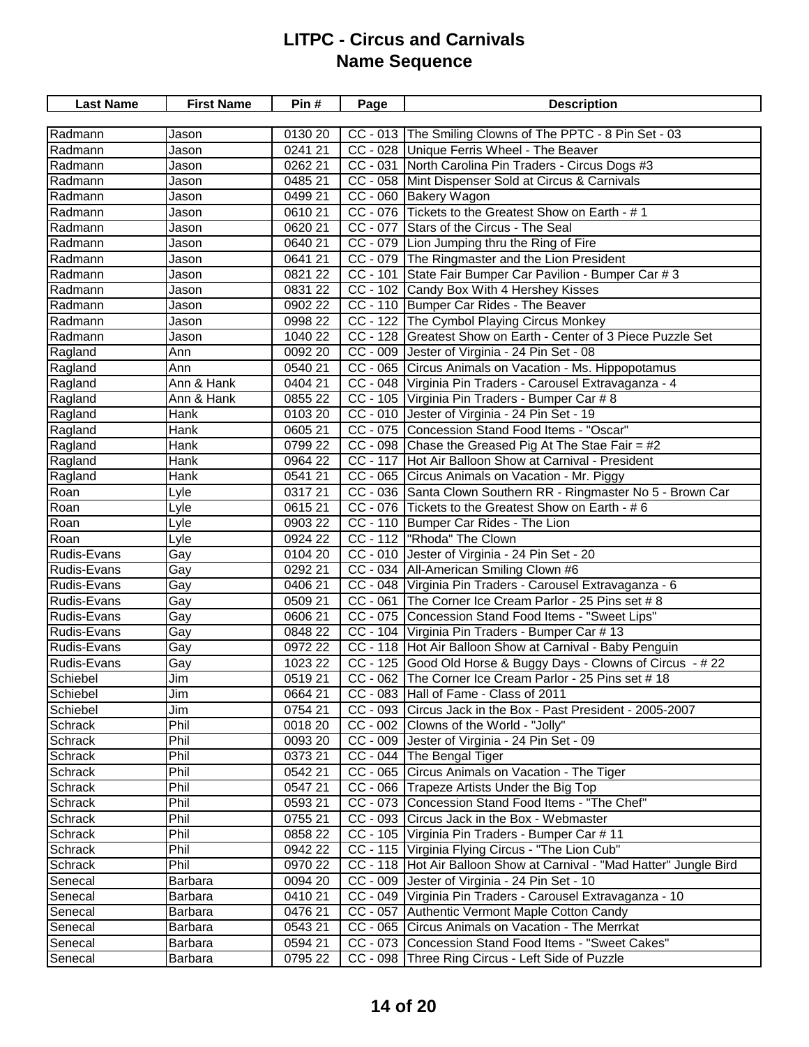# LITPC - Circus and Carnivals
## Name Sequence

| Last Name | First Name | Pin # | Page | Description |
|---|---|---|---|---|
| Radmann | Jason | 0130 20 | CC - 013 | The Smiling Clowns of The PPTC - 8 Pin Set - 03 |
| Radmann | Jason | 0241 21 | CC - 028 | Unique Ferris Wheel - The Beaver |
| Radmann | Jason | 0262 21 | CC - 031 | North Carolina Pin Traders - Circus Dogs #3 |
| Radmann | Jason | 0485 21 | CC - 058 | Mint Dispenser Sold at Circus & Carnivals |
| Radmann | Jason | 0499 21 | CC - 060 | Bakery Wagon |
| Radmann | Jason | 0610 21 | CC - 076 | Tickets to the Greatest Show on Earth - # 1 |
| Radmann | Jason | 0620 21 | CC - 077 | Stars of the Circus - The Seal |
| Radmann | Jason | 0640 21 | CC - 079 | Lion Jumping thru the Ring of Fire |
| Radmann | Jason | 0641 21 | CC - 079 | The Ringmaster and the Lion President |
| Radmann | Jason | 0821 22 | CC - 101 | State Fair Bumper Car Pavilion - Bumper Car # 3 |
| Radmann | Jason | 0831 22 | CC - 102 | Candy Box With 4 Hershey Kisses |
| Radmann | Jason | 0902 22 | CC - 110 | Bumper Car Rides - The Beaver |
| Radmann | Jason | 0998 22 | CC - 122 | The Cymbol Playing Circus Monkey |
| Radmann | Jason | 1040 22 | CC - 128 | Greatest Show on Earth - Center of 3 Piece Puzzle Set |
| Ragland | Ann | 0092 20 | CC - 009 | Jester of Virginia - 24 Pin Set - 08 |
| Ragland | Ann | 0540 21 | CC - 065 | Circus Animals on Vacation - Ms. Hippopotamus |
| Ragland | Ann & Hank | 0404 21 | CC - 048 | Virginia Pin Traders - Carousel Extravaganza - 4 |
| Ragland | Ann & Hank | 0855 22 | CC - 105 | Virginia Pin Traders - Bumper Car # 8 |
| Ragland | Hank | 0103 20 | CC - 010 | Jester of Virginia - 24 Pin Set - 19 |
| Ragland | Hank | 0605 21 | CC - 075 | Concession Stand Food Items - "Oscar" |
| Ragland | Hank | 0799 22 | CC - 098 | Chase the Greased Pig At The Stae Fair = #2 |
| Ragland | Hank | 0964 22 | CC - 117 | Hot Air Balloon Show at Carnival - President |
| Ragland | Hank | 0541 21 | CC - 065 | Circus Animals on Vacation - Mr. Piggy |
| Roan | Lyle | 0317 21 | CC - 036 | Santa Clown Southern RR - Ringmaster No 5 - Brown Car |
| Roan | Lyle | 0615 21 | CC - 076 | Tickets to the Greatest Show on Earth - # 6 |
| Roan | Lyle | 0903 22 | CC - 110 | Bumper Car Rides - The Lion |
| Roan | Lyle | 0924 22 | CC - 112 | "Rhoda" The Clown |
| Rudis-Evans | Gay | 0104 20 | CC - 010 | Jester of Virginia - 24 Pin Set - 20 |
| Rudis-Evans | Gay | 0292 21 | CC - 034 | All-American Smiling Clown #6 |
| Rudis-Evans | Gay | 0406 21 | CC - 048 | Virginia Pin Traders - Carousel Extravaganza - 6 |
| Rudis-Evans | Gay | 0509 21 | CC - 061 | The Corner Ice Cream Parlor - 25 Pins set # 8 |
| Rudis-Evans | Gay | 0606 21 | CC - 075 | Concession Stand Food Items - "Sweet Lips" |
| Rudis-Evans | Gay | 0848 22 | CC - 104 | Virginia Pin Traders - Bumper Car # 13 |
| Rudis-Evans | Gay | 0972 22 | CC - 118 | Hot Air Balloon Show at Carnival - Baby Penguin |
| Rudis-Evans | Gay | 1023 22 | CC - 125 | Good Old Horse & Buggy Days - Clowns of Circus - # 22 |
| Schiebel | Jim | 0519 21 | CC - 062 | The Corner Ice Cream Parlor - 25 Pins set # 18 |
| Schiebel | Jim | 0664 21 | CC - 083 | Hall of Fame - Class of 2011 |
| Schiebel | Jim | 0754 21 | CC - 093 | Circus Jack in the Box - Past President - 2005-2007 |
| Schrack | Phil | 0018 20 | CC - 002 | Clowns of the World - "Jolly" |
| Schrack | Phil | 0093 20 | CC - 009 | Jester of Virginia - 24 Pin Set - 09 |
| Schrack | Phil | 0373 21 | CC - 044 | The Bengal Tiger |
| Schrack | Phil | 0542 21 | CC - 065 | Circus Animals on Vacation - The Tiger |
| Schrack | Phil | 0547 21 | CC - 066 | Trapeze Artists Under the Big Top |
| Schrack | Phil | 0593 21 | CC - 073 | Concession Stand Food Items - "The Chef" |
| Schrack | Phil | 0755 21 | CC - 093 | Circus Jack in the Box - Webmaster |
| Schrack | Phil | 0858 22 | CC - 105 | Virginia Pin Traders - Bumper Car # 11 |
| Schrack | Phil | 0942 22 | CC - 115 | Virginia Flying Circus - "The Lion Cub" |
| Schrack | Phil | 0970 22 | CC - 118 | Hot Air Balloon Show at Carnival - "Mad Hatter" Jungle Bird |
| Senecal | Barbara | 0094 20 | CC - 009 | Jester of Virginia - 24 Pin Set - 10 |
| Senecal | Barbara | 0410 21 | CC - 049 | Virginia Pin Traders - Carousel Extravaganza - 10 |
| Senecal | Barbara | 0476 21 | CC - 057 | Authentic Vermont Maple Cotton Candy |
| Senecal | Barbara | 0543 21 | CC - 065 | Circus Animals on Vacation - The Merrkat |
| Senecal | Barbara | 0594 21 | CC - 073 | Concession Stand Food Items - "Sweet Cakes" |
| Senecal | Barbara | 0795 22 | CC - 098 | Three Ring Circus - Left Side of Puzzle |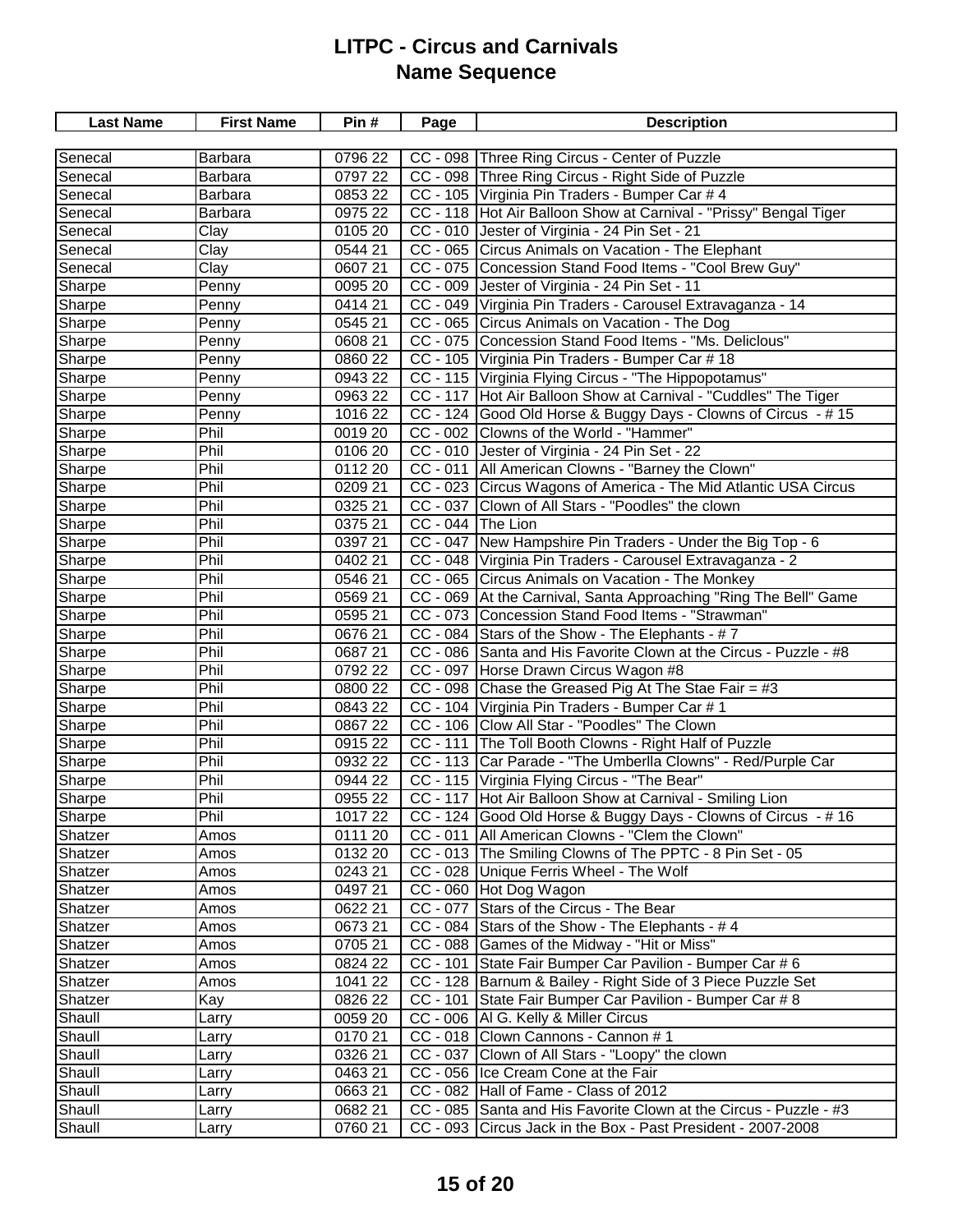# LITPC - Circus and Carnivals
## Name Sequence

| Last Name | First Name | Pin # | Page | Description |
|---|---|---|---|---|
| Senecal | Barbara | 0796 22 | CC - 098 | Three Ring Circus - Center of Puzzle |
| Senecal | Barbara | 0797 22 | CC - 098 | Three Ring Circus - Right Side of Puzzle |
| Senecal | Barbara | 0853 22 | CC - 105 | Virginia Pin Traders - Bumper Car # 4 |
| Senecal | Barbara | 0975 22 | CC - 118 | Hot Air Balloon Show at Carnival - "Prissy" Bengal Tiger |
| Senecal | Clay | 0105 20 | CC - 010 | Jester of Virginia - 24 Pin Set - 21 |
| Senecal | Clay | 0544 21 | CC - 065 | Circus Animals on Vacation - The Elephant |
| Senecal | Clay | 0607 21 | CC - 075 | Concession Stand Food Items - "Cool Brew Guy" |
| Sharpe | Penny | 0095 20 | CC - 009 | Jester of Virginia - 24 Pin Set - 11 |
| Sharpe | Penny | 0414 21 | CC - 049 | Virginia Pin Traders - Carousel Extravaganza - 14 |
| Sharpe | Penny | 0545 21 | CC - 065 | Circus Animals on Vacation - The Dog |
| Sharpe | Penny | 0608 21 | CC - 075 | Concession Stand Food Items - "Ms. Deliclous" |
| Sharpe | Penny | 0860 22 | CC - 105 | Virginia Pin Traders - Bumper Car # 18 |
| Sharpe | Penny | 0943 22 | CC - 115 | Virginia Flying Circus - "The Hippopotamus" |
| Sharpe | Penny | 0963 22 | CC - 117 | Hot Air Balloon Show at Carnival - "Cuddles" The Tiger |
| Sharpe | Penny | 1016 22 | CC - 124 | Good Old Horse & Buggy Days - Clowns of Circus - # 15 |
| Sharpe | Phil | 0019 20 | CC - 002 | Clowns of the World - "Hammer" |
| Sharpe | Phil | 0106 20 | CC - 010 | Jester of Virginia - 24 Pin Set - 22 |
| Sharpe | Phil | 0112 20 | CC - 011 | All American Clowns - "Barney the Clown" |
| Sharpe | Phil | 0209 21 | CC - 023 | Circus Wagons of America - The Mid Atlantic USA Circus |
| Sharpe | Phil | 0325 21 | CC - 037 | Clown of All Stars - "Poodles" the clown |
| Sharpe | Phil | 0375 21 | CC - 044 | The Lion |
| Sharpe | Phil | 0397 21 | CC - 047 | New Hampshire Pin Traders - Under the Big Top - 6 |
| Sharpe | Phil | 0402 21 | CC - 048 | Virginia Pin Traders - Carousel Extravaganza - 2 |
| Sharpe | Phil | 0546 21 | CC - 065 | Circus Animals on Vacation - The Monkey |
| Sharpe | Phil | 0569 21 | CC - 069 | At the Carnival, Santa Approaching "Ring The Bell" Game |
| Sharpe | Phil | 0595 21 | CC - 073 | Concession Stand Food Items - "Strawman" |
| Sharpe | Phil | 0676 21 | CC - 084 | Stars of the Show - The Elephants - # 7 |
| Sharpe | Phil | 0687 21 | CC - 086 | Santa and His Favorite Clown at the Circus - Puzzle - #8 |
| Sharpe | Phil | 0792 22 | CC - 097 | Horse Drawn Circus Wagon #8 |
| Sharpe | Phil | 0800 22 | CC - 098 | Chase the Greased Pig At The Stae Fair = #3 |
| Sharpe | Phil | 0843 22 | CC - 104 | Virginia Pin Traders - Bumper Car # 1 |
| Sharpe | Phil | 0867 22 | CC - 106 | Clow All Star - "Poodles" The Clown |
| Sharpe | Phil | 0915 22 | CC - 111 | The Toll Booth Clowns - Right Half of Puzzle |
| Sharpe | Phil | 0932 22 | CC - 113 | Car Parade - "The Umberlla Clowns" - Red/Purple Car |
| Sharpe | Phil | 0944 22 | CC - 115 | Virginia Flying Circus - "The Bear" |
| Sharpe | Phil | 0955 22 | CC - 117 | Hot Air Balloon Show at Carnival - Smiling Lion |
| Sharpe | Phil | 1017 22 | CC - 124 | Good Old Horse & Buggy Days - Clowns of Circus - # 16 |
| Shatzer | Amos | 0111 20 | CC - 011 | All American Clowns - "Clem the Clown" |
| Shatzer | Amos | 0132 20 | CC - 013 | The Smiling Clowns of The PPTC - 8 Pin Set - 05 |
| Shatzer | Amos | 0243 21 | CC - 028 | Unique Ferris Wheel - The Wolf |
| Shatzer | Amos | 0497 21 | CC - 060 | Hot Dog Wagon |
| Shatzer | Amos | 0622 21 | CC - 077 | Stars of the Circus - The Bear |
| Shatzer | Amos | 0673 21 | CC - 084 | Stars of the Show - The Elephants - # 4 |
| Shatzer | Amos | 0705 21 | CC - 088 | Games of the Midway - "Hit or Miss" |
| Shatzer | Amos | 0824 22 | CC - 101 | State Fair Bumper Car Pavilion - Bumper Car # 6 |
| Shatzer | Amos | 1041 22 | CC - 128 | Barnum & Bailey - Right Side of 3 Piece Puzzle Set |
| Shatzer | Kay | 0826 22 | CC - 101 | State Fair Bumper Car Pavilion - Bumper Car # 8 |
| Shaull | Larry | 0059 20 | CC - 006 | Al G. Kelly & Miller Circus |
| Shaull | Larry | 0170 21 | CC - 018 | Clown Cannons - Cannon # 1 |
| Shaull | Larry | 0326 21 | CC - 037 | Clown of All Stars - "Loopy" the clown |
| Shaull | Larry | 0463 21 | CC - 056 | Ice Cream Cone at the Fair |
| Shaull | Larry | 0663 21 | CC - 082 | Hall of Fame - Class of 2012 |
| Shaull | Larry | 0682 21 | CC - 085 | Santa and His Favorite Clown at the Circus - Puzzle - #3 |
| Shaull | Larry | 0760 21 | CC - 093 | Circus Jack in the Box - Past President - 2007-2008 |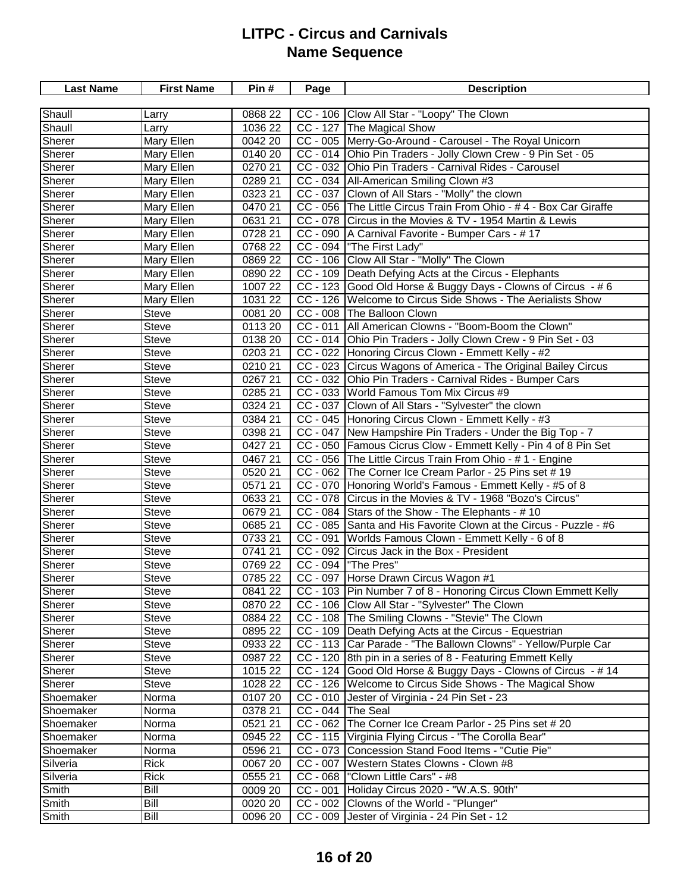# LITPC - Circus and Carnivals
## Name Sequence

| Last Name | First Name | Pin # | Page | Description |
|---|---|---|---|---|
| Shaull | Larry | 0868 22 | CC - 106 | Clow All Star - "Loopy" The Clown |
| Shaull | Larry | 1036 22 | CC - 127 | The Magical Show |
| Sherer | Mary Ellen | 0042 20 | CC - 005 | Merry-Go-Around - Carousel - The Royal Unicorn |
| Sherer | Mary Ellen | 0140 20 | CC - 014 | Ohio Pin Traders - Jolly Clown Crew - 9 Pin Set - 05 |
| Sherer | Mary Ellen | 0270 21 | CC - 032 | Ohio Pin Traders - Carnival Rides - Carousel |
| Sherer | Mary Ellen | 0289 21 | CC - 034 | All-American Smiling Clown #3 |
| Sherer | Mary Ellen | 0323 21 | CC - 037 | Clown of All Stars - "Molly" the clown |
| Sherer | Mary Ellen | 0470 21 | CC - 056 | The Little Circus Train From Ohio - # 4 - Box Car Giraffe |
| Sherer | Mary Ellen | 0631 21 | CC - 078 | Circus in the Movies & TV - 1954 Martin & Lewis |
| Sherer | Mary Ellen | 0728 21 | CC - 090 | A Carnival Favorite - Bumper Cars - # 17 |
| Sherer | Mary Ellen | 0768 22 | CC - 094 | "The First Lady" |
| Sherer | Mary Ellen | 0869 22 | CC - 106 | Clow All Star - "Molly" The Clown |
| Sherer | Mary Ellen | 0890 22 | CC - 109 | Death Defying Acts at the Circus - Elephants |
| Sherer | Mary Ellen | 1007 22 | CC - 123 | Good Old Horse & Buggy Days - Clowns of Circus - # 6 |
| Sherer | Mary Ellen | 1031 22 | CC - 126 | Welcome to Circus Side Shows - The Aerialists Show |
| Sherer | Steve | 0081 20 | CC - 008 | The Balloon Clown |
| Sherer | Steve | 0113 20 | CC - 011 | All American Clowns - "Boom-Boom the Clown" |
| Sherer | Steve | 0138 20 | CC - 014 | Ohio Pin Traders - Jolly Clown Crew - 9 Pin Set - 03 |
| Sherer | Steve | 0203 21 | CC - 022 | Honoring Circus Clown - Emmett Kelly - #2 |
| Sherer | Steve | 0210 21 | CC - 023 | Circus Wagons of America - The Original Bailey Circus |
| Sherer | Steve | 0267 21 | CC - 032 | Ohio Pin Traders - Carnival Rides - Bumper Cars |
| Sherer | Steve | 0285 21 | CC - 033 | World Famous Tom Mix Circus #9 |
| Sherer | Steve | 0324 21 | CC - 037 | Clown of All Stars - "Sylvester" the clown |
| Sherer | Steve | 0384 21 | CC - 045 | Honoring Circus Clown - Emmett Kelly - #3 |
| Sherer | Steve | 0398 21 | CC - 047 | New Hampshire Pin Traders - Under the Big Top - 7 |
| Sherer | Steve | 0427 21 | CC - 050 | Famous Cicrus Clow - Emmett Kelly - Pin 4 of 8 Pin Set |
| Sherer | Steve | 0467 21 | CC - 056 | The Little Circus Train From Ohio - # 1 - Engine |
| Sherer | Steve | 0520 21 | CC - 062 | The Corner Ice Cream Parlor - 25 Pins set # 19 |
| Sherer | Steve | 0571 21 | CC - 070 | Honoring World's Famous - Emmett Kelly - #5 of 8 |
| Sherer | Steve | 0633 21 | CC - 078 | Circus in the Movies & TV - 1968 "Bozo's Circus" |
| Sherer | Steve | 0679 21 | CC - 084 | Stars of the Show - The Elephants - # 10 |
| Sherer | Steve | 0685 21 | CC - 085 | Santa and His Favorite Clown at the Circus - Puzzle - #6 |
| Sherer | Steve | 0733 21 | CC - 091 | Worlds Famous Clown - Emmett Kelly - 6 of 8 |
| Sherer | Steve | 0741 21 | CC - 092 | Circus Jack in the Box - President |
| Sherer | Steve | 0769 22 | CC - 094 | "The Pres" |
| Sherer | Steve | 0785 22 | CC - 097 | Horse Drawn Circus Wagon #1 |
| Sherer | Steve | 0841 22 | CC - 103 | Pin Number 7 of 8 - Honoring Circus Clown Emmett Kelly |
| Sherer | Steve | 0870 22 | CC - 106 | Clow All Star - "Sylvester" The Clown |
| Sherer | Steve | 0884 22 | CC - 108 | The Smiling Clowns - "Stevie" The Clown |
| Sherer | Steve | 0895 22 | CC - 109 | Death Defying Acts at the Circus - Equestrian |
| Sherer | Steve | 0933 22 | CC - 113 | Car Parade - "The Ballown Clowns" - Yellow/Purple Car |
| Sherer | Steve | 0987 22 | CC - 120 | 8th pin in a series of 8 - Featuring Emmett Kelly |
| Sherer | Steve | 1015 22 | CC - 124 | Good Old Horse & Buggy Days - Clowns of Circus - # 14 |
| Sherer | Steve | 1028 22 | CC - 126 | Welcome to Circus Side Shows - The Magical Show |
| Shoemaker | Norma | 0107 20 | CC - 010 | Jester of Virginia - 24 Pin Set - 23 |
| Shoemaker | Norma | 0378 21 | CC - 044 | The Seal |
| Shoemaker | Norma | 0521 21 | CC - 062 | The Corner Ice Cream Parlor - 25 Pins set # 20 |
| Shoemaker | Norma | 0945 22 | CC - 115 | Virginia Flying Circus - "The Corolla Bear" |
| Shoemaker | Norma | 0596 21 | CC - 073 | Concession Stand Food Items - "Cutie Pie" |
| Silveria | Rick | 0067 20 | CC - 007 | Western States Clowns - Clown #8 |
| Silveria | Rick | 0555 21 | CC - 068 | "Clown Little Cars" - #8 |
| Smith | Bill | 0009 20 | CC - 001 | Holiday Circus 2020 - "W.A.S. 90th" |
| Smith | Bill | 0020 20 | CC - 002 | Clowns of the World - "Plunger" |
| Smith | Bill | 0096 20 | CC - 009 | Jester of Virginia - 24 Pin Set - 12 |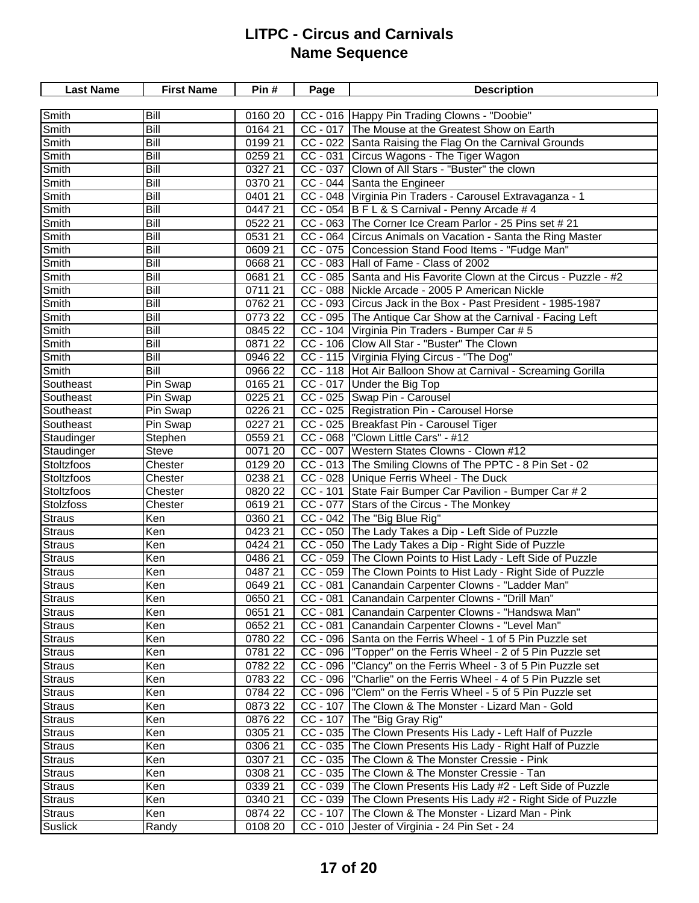# LITPC - Circus and Carnivals
## Name Sequence

| Last Name | First Name | Pin # | Page | Description |
|---|---|---|---|---|
| Smith | Bill | 0160 20 | CC - 016 | Happy Pin Trading Clowns - "Doobie" |
| Smith | Bill | 0164 21 | CC - 017 | The Mouse at the Greatest Show on Earth |
| Smith | Bill | 0199 21 | CC - 022 | Santa Raising the Flag On the Carnival Grounds |
| Smith | Bill | 0259 21 | CC - 031 | Circus Wagons - The Tiger Wagon |
| Smith | Bill | 0327 21 | CC - 037 | Clown of All Stars - "Buster" the clown |
| Smith | Bill | 0370 21 | CC - 044 | Santa the Engineer |
| Smith | Bill | 0401 21 | CC - 048 | Virginia Pin Traders - Carousel Extravaganza - 1 |
| Smith | Bill | 0447 21 | CC - 054 | B F L & S Carnival - Penny Arcade # 4 |
| Smith | Bill | 0522 21 | CC - 063 | The Corner Ice Cream Parlor - 25 Pins set # 21 |
| Smith | Bill | 0531 21 | CC - 064 | Circus Animals on Vacation - Santa the Ring Master |
| Smith | Bill | 0609 21 | CC - 075 | Concession Stand Food Items - "Fudge Man" |
| Smith | Bill | 0668 21 | CC - 083 | Hall of Fame - Class of 2002 |
| Smith | Bill | 0681 21 | CC - 085 | Santa and His Favorite Clown at the Circus - Puzzle - #2 |
| Smith | Bill | 0711 21 | CC - 088 | Nickle Arcade - 2005 P American Nickle |
| Smith | Bill | 0762 21 | CC - 093 | Circus Jack in the Box - Past President - 1985-1987 |
| Smith | Bill | 0773 22 | CC - 095 | The Antique Car Show at the Carnival - Facing Left |
| Smith | Bill | 0845 22 | CC - 104 | Virginia Pin Traders - Bumper Car # 5 |
| Smith | Bill | 0871 22 | CC - 106 | Clow All Star - "Buster" The Clown |
| Smith | Bill | 0946 22 | CC - 115 | Virginia Flying Circus - "The Dog" |
| Smith | Bill | 0966 22 | CC - 118 | Hot Air Balloon Show at Carnival - Screaming Gorilla |
| Southeast | Pin Swap | 0165 21 | CC - 017 | Under the Big Top |
| Southeast | Pin Swap | 0225 21 | CC - 025 | Swap Pin - Carousel |
| Southeast | Pin Swap | 0226 21 | CC - 025 | Registration Pin - Carousel Horse |
| Southeast | Pin Swap | 0227 21 | CC - 025 | Breakfast Pin - Carousel Tiger |
| Staudinger | Stephen | 0559 21 | CC - 068 | "Clown Little Cars" - #12 |
| Staudinger | Steve | 0071 20 | CC - 007 | Western States Clowns - Clown #12 |
| Stoltzfoos | Chester | 0129 20 | CC - 013 | The Smiling Clowns of The PPTC - 8 Pin Set - 02 |
| Stoltzfoos | Chester | 0238 21 | CC - 028 | Unique Ferris Wheel - The Duck |
| Stoltzfoos | Chester | 0820 22 | CC - 101 | State Fair Bumper Car Pavilion - Bumper Car # 2 |
| Stolzfoss | Chester | 0619 21 | CC - 077 | Stars of the Circus - The Monkey |
| Straus | Ken | 0360 21 | CC - 042 | The "Big Blue Rig" |
| Straus | Ken | 0423 21 | CC - 050 | The Lady Takes a Dip - Left Side of Puzzle |
| Straus | Ken | 0424 21 | CC - 050 | The Lady Takes a Dip - Right Side of Puzzle |
| Straus | Ken | 0486 21 | CC - 059 | The Clown Points to Hist Lady - Left Side of Puzzle |
| Straus | Ken | 0487 21 | CC - 059 | The Clown Points to Hist Lady - Right Side of Puzzle |
| Straus | Ken | 0649 21 | CC - 081 | Canandain Carpenter Clowns - "Ladder Man" |
| Straus | Ken | 0650 21 | CC - 081 | Canandain Carpenter Clowns - "Drill Man" |
| Straus | Ken | 0651 21 | CC - 081 | Canandain Carpenter Clowns - "Handswa Man" |
| Straus | Ken | 0652 21 | CC - 081 | Canandain Carpenter Clowns - "Level Man" |
| Straus | Ken | 0780 22 | CC - 096 | Santa on the Ferris Wheel - 1 of 5 Pin Puzzle set |
| Straus | Ken | 0781 22 | CC - 096 | "Topper" on the Ferris Wheel - 2 of 5 Pin Puzzle set |
| Straus | Ken | 0782 22 | CC - 096 | "Clancy" on the Ferris Wheel - 3 of 5 Pin Puzzle set |
| Straus | Ken | 0783 22 | CC - 096 | "Charlie" on the Ferris Wheel - 4 of 5 Pin Puzzle set |
| Straus | Ken | 0784 22 | CC - 096 | "Clem" on the Ferris Wheel - 5 of 5 Pin Puzzle set |
| Straus | Ken | 0873 22 | CC - 107 | The Clown & The Monster - Lizard Man - Gold |
| Straus | Ken | 0876 22 | CC - 107 | The "Big Gray Rig" |
| Straus | Ken | 0305 21 | CC - 035 | The Clown Presents His Lady - Left Half of Puzzle |
| Straus | Ken | 0306 21 | CC - 035 | The Clown Presents His Lady - Right Half of Puzzle |
| Straus | Ken | 0307 21 | CC - 035 | The Clown & The Monster Cressie - Pink |
| Straus | Ken | 0308 21 | CC - 035 | The Clown & The Monster Cressie - Tan |
| Straus | Ken | 0339 21 | CC - 039 | The Clown Presents His Lady #2 - Left Side of Puzzle |
| Straus | Ken | 0340 21 | CC - 039 | The Clown Presents His Lady #2 - Right Side of Puzzle |
| Straus | Ken | 0874 22 | CC - 107 | The Clown & The Monster - Lizard Man - Pink |
| Suslick | Randy | 0108 20 | CC - 010 | Jester of Virginia - 24 Pin Set - 24 |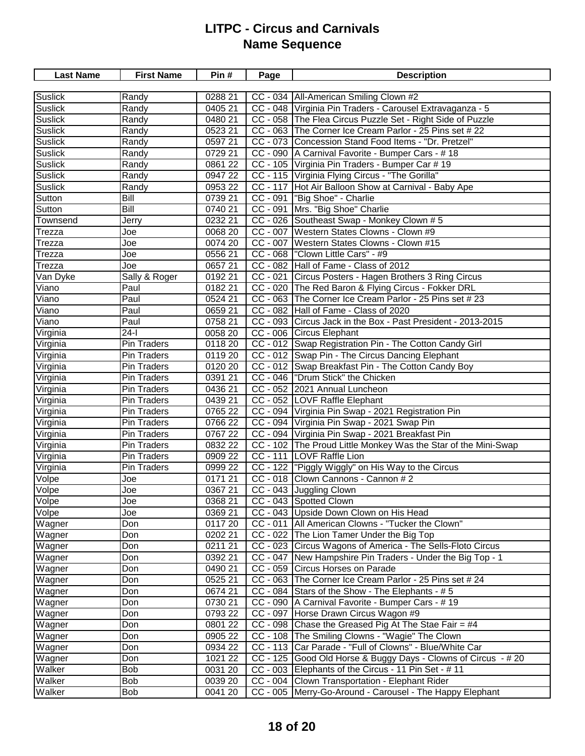# LITPC - Circus and Carnivals
## Name Sequence

| Last Name | First Name | Pin # | Page | Description |
|---|---|---|---|---|
| Suslick | Randy | 0288 21 | CC - 034 | All-American Smiling Clown #2 |
| Suslick | Randy | 0405 21 | CC - 048 | Virginia Pin Traders - Carousel Extravaganza - 5 |
| Suslick | Randy | 0480 21 | CC - 058 | The Flea Circus Puzzle Set - Right Side of Puzzle |
| Suslick | Randy | 0523 21 | CC - 063 | The Corner Ice Cream Parlor - 25 Pins set # 22 |
| Suslick | Randy | 0597 21 | CC - 073 | Concession Stand Food Items - "Dr. Pretzel" |
| Suslick | Randy | 0729 21 | CC - 090 | A Carnival Favorite - Bumper Cars - # 18 |
| Suslick | Randy | 0861 22 | CC - 105 | Virginia Pin Traders - Bumper Car # 19 |
| Suslick | Randy | 0947 22 | CC - 115 | Virginia Flying Circus - "The Gorilla" |
| Suslick | Randy | 0953 22 | CC - 117 | Hot Air Balloon Show at Carnival - Baby Ape |
| Sutton | Bill | 0739 21 | CC - 091 | "Big Shoe" - Charlie |
| Sutton | Bill | 0740 21 | CC - 091 | Mrs. "Big Shoe" Charlie |
| Townsend | Jerry | 0232 21 | CC - 026 | Southeast Swap - Monkey Clown # 5 |
| Trezza | Joe | 0068 20 | CC - 007 | Western States Clowns - Clown #9 |
| Trezza | Joe | 0074 20 | CC - 007 | Western States Clowns - Clown #15 |
| Trezza | Joe | 0556 21 | CC - 068 | "Clown Little Cars" - #9 |
| Trezza | Joe | 0657 21 | CC - 082 | Hall of Fame - Class of 2012 |
| Van Dyke | Sally & Roger | 0192 21 | CC - 021 | Circus Posters - Hagen Brothers 3 Ring Circus |
| Viano | Paul | 0182 21 | CC - 020 | The Red Baron & Flying Circus - Fokker DRL |
| Viano | Paul | 0524 21 | CC - 063 | The Corner Ice Cream Parlor - 25 Pins set # 23 |
| Viano | Paul | 0659 21 | CC - 082 | Hall of Fame - Class of 2020 |
| Viano | Paul | 0758 21 | CC - 093 | Circus Jack in the Box - Past President - 2013-2015 |
| Virginia | 24-I | 0058 20 | CC - 006 | Circus Elephant |
| Virginia | Pin Traders | 0118 20 | CC - 012 | Swap Registration Pin - The Cotton Candy Girl |
| Virginia | Pin Traders | 0119 20 | CC - 012 | Swap Pin - The Circus Dancing Elephant |
| Virginia | Pin Traders | 0120 20 | CC - 012 | Swap Breakfast Pin - The Cotton Candy Boy |
| Virginia | Pin Traders | 0391 21 | CC - 046 | "Drum Stick" the Chicken |
| Virginia | Pin Traders | 0436 21 | CC - 052 | 2021 Annual Luncheon |
| Virginia | Pin Traders | 0439 21 | CC - 052 | LOVF Raffle Elephant |
| Virginia | Pin Traders | 0765 22 | CC - 094 | Virginia Pin Swap - 2021 Registration Pin |
| Virginia | Pin Traders | 0766 22 | CC - 094 | Virginia Pin Swap - 2021 Swap Pin |
| Virginia | Pin Traders | 0767 22 | CC - 094 | Virginia Pin Swap - 2021 Breakfast Pin |
| Virginia | Pin Traders | 0832 22 | CC - 102 | The Proud Little Monkey Was the Star of the Mini-Swap |
| Virginia | Pin Traders | 0909 22 | CC - 111 | LOVF Raffle Lion |
| Virginia | Pin Traders | 0999 22 | CC - 122 | "Piggly Wiggly" on His Way to the Circus |
| Volpe | Joe | 0171 21 | CC - 018 | Clown Cannons - Cannon # 2 |
| Volpe | Joe | 0367 21 | CC - 043 | Juggling Clown |
| Volpe | Joe | 0368 21 | CC - 043 | Spotted Clown |
| Volpe | Joe | 0369 21 | CC - 043 | Upside Down Clown on His Head |
| Wagner | Don | 0117 20 | CC - 011 | All American Clowns - "Tucker the Clown" |
| Wagner | Don | 0202 21 | CC - 022 | The Lion Tamer Under the Big Top |
| Wagner | Don | 0211 21 | CC - 023 | Circus Wagons of America - The Sells-Floto Circus |
| Wagner | Don | 0392 21 | CC - 047 | New Hampshire Pin Traders - Under the Big Top - 1 |
| Wagner | Don | 0490 21 | CC - 059 | Circus Horses on Parade |
| Wagner | Don | 0525 21 | CC - 063 | The Corner Ice Cream Parlor - 25 Pins set # 24 |
| Wagner | Don | 0674 21 | CC - 084 | Stars of the Show - The Elephants - # 5 |
| Wagner | Don | 0730 21 | CC - 090 | A Carnival Favorite - Bumper Cars - # 19 |
| Wagner | Don | 0793 22 | CC - 097 | Horse Drawn Circus Wagon #9 |
| Wagner | Don | 0801 22 | CC - 098 | Chase the Greased Pig At The Stae Fair = #4 |
| Wagner | Don | 0905 22 | CC - 108 | The Smiling Clowns - "Wagie" The Clown |
| Wagner | Don | 0934 22 | CC - 113 | Car Parade - "Full of Clowns" - Blue/White Car |
| Wagner | Don | 1021 22 | CC - 125 | Good Old Horse & Buggy Days - Clowns of Circus - # 20 |
| Walker | Bob | 0031 20 | CC - 003 | Elephants of the Circus - 11 Pin Set - # 11 |
| Walker | Bob | 0039 20 | CC - 004 | Clown Transportation - Elephant Rider |
| Walker | Bob | 0041 20 | CC - 005 | Merry-Go-Around - Carousel - The Happy Elephant |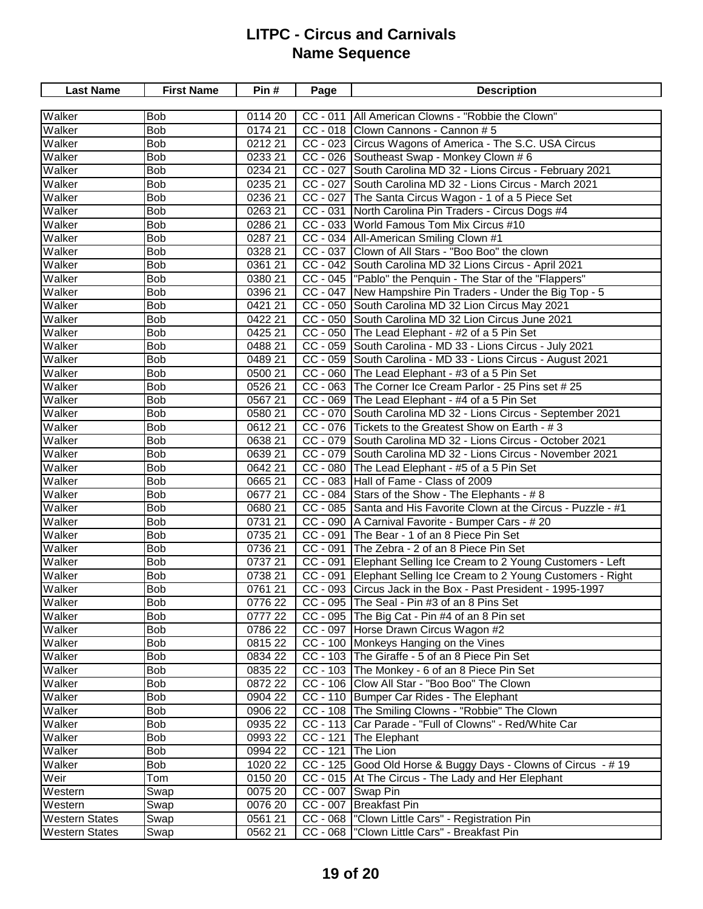# LITPC - Circus and Carnivals
## Name Sequence

| Last Name | First Name | Pin # | Page | Description |
|---|---|---|---|---|
| Walker | Bob | 0114 20 | CC - 011 | All American Clowns - "Robbie the Clown" |
| Walker | Bob | 0174 21 | CC - 018 | Clown Cannons - Cannon # 5 |
| Walker | Bob | 0212 21 | CC - 023 | Circus Wagons of America - The S.C. USA Circus |
| Walker | Bob | 0233 21 | CC - 026 | Southeast Swap - Monkey Clown # 6 |
| Walker | Bob | 0234 21 | CC - 027 | South Carolina MD 32 - Lions Circus - February 2021 |
| Walker | Bob | 0235 21 | CC - 027 | South Carolina MD 32 - Lions Circus - March 2021 |
| Walker | Bob | 0236 21 | CC - 027 | The Santa Circus Wagon - 1 of a 5 Piece Set |
| Walker | Bob | 0263 21 | CC - 031 | North Carolina Pin Traders - Circus Dogs #4 |
| Walker | Bob | 0286 21 | CC - 033 | World Famous Tom Mix Circus #10 |
| Walker | Bob | 0287 21 | CC - 034 | All-American Smiling Clown #1 |
| Walker | Bob | 0328 21 | CC - 037 | Clown of All Stars - "Boo Boo" the clown |
| Walker | Bob | 0361 21 | CC - 042 | South Carolina MD 32 Lions Circus - April 2021 |
| Walker | Bob | 0380 21 | CC - 045 | "Pablo" the Penquin - The Star of the "Flappers" |
| Walker | Bob | 0396 21 | CC - 047 | New Hampshire Pin Traders - Under the Big Top - 5 |
| Walker | Bob | 0421 21 | CC - 050 | South Carolina MD 32 Lion Circus May 2021 |
| Walker | Bob | 0422 21 | CC - 050 | South Carolina MD 32 Lion Circus June 2021 |
| Walker | Bob | 0425 21 | CC - 050 | The Lead Elephant - #2 of a 5 Pin Set |
| Walker | Bob | 0488 21 | CC - 059 | South Carolina - MD 33 - Lions Circus - July 2021 |
| Walker | Bob | 0489 21 | CC - 059 | South Carolina - MD 33 - Lions Circus - August 2021 |
| Walker | Bob | 0500 21 | CC - 060 | The Lead Elephant - #3 of a 5 Pin Set |
| Walker | Bob | 0526 21 | CC - 063 | The Corner Ice Cream Parlor - 25 Pins set # 25 |
| Walker | Bob | 0567 21 | CC - 069 | The Lead Elephant - #4 of a 5 Pin Set |
| Walker | Bob | 0580 21 | CC - 070 | South Carolina MD 32 - Lions Circus - September 2021 |
| Walker | Bob | 0612 21 | CC - 076 | Tickets to the Greatest Show on Earth - # 3 |
| Walker | Bob | 0638 21 | CC - 079 | South Carolina MD 32 - Lions Circus - October 2021 |
| Walker | Bob | 0639 21 | CC - 079 | South Carolina MD 32 - Lions Circus - November 2021 |
| Walker | Bob | 0642 21 | CC - 080 | The Lead Elephant - #5 of a 5 Pin Set |
| Walker | Bob | 0665 21 | CC - 083 | Hall of Fame - Class of 2009 |
| Walker | Bob | 0677 21 | CC - 084 | Stars of the Show - The Elephants - # 8 |
| Walker | Bob | 0680 21 | CC - 085 | Santa and His Favorite Clown at the Circus - Puzzle - #1 |
| Walker | Bob | 0731 21 | CC - 090 | A Carnival Favorite - Bumper Cars - # 20 |
| Walker | Bob | 0735 21 | CC - 091 | The Bear - 1 of an 8 Piece Pin Set |
| Walker | Bob | 0736 21 | CC - 091 | The Zebra - 2 of an 8 Piece Pin Set |
| Walker | Bob | 0737 21 | CC - 091 | Elephant Selling Ice Cream to 2 Young Customers - Left |
| Walker | Bob | 0738 21 | CC - 091 | Elephant Selling Ice Cream to 2 Young Customers - Right |
| Walker | Bob | 0761 21 | CC - 093 | Circus Jack in the Box - Past President - 1995-1997 |
| Walker | Bob | 0776 22 | CC - 095 | The Seal - Pin #3 of an 8 Pins Set |
| Walker | Bob | 0777 22 | CC - 095 | The Big Cat - Pin #4 of an 8 Pin set |
| Walker | Bob | 0786 22 | CC - 097 | Horse Drawn Circus Wagon #2 |
| Walker | Bob | 0815 22 | CC - 100 | Monkeys Hanging on the Vines |
| Walker | Bob | 0834 22 | CC - 103 | The Giraffe - 5 of an 8 Piece Pin Set |
| Walker | Bob | 0835 22 | CC - 103 | The Monkey - 6 of an 8 Piece Pin Set |
| Walker | Bob | 0872 22 | CC - 106 | Clow All Star - "Boo Boo" The Clown |
| Walker | Bob | 0904 22 | CC - 110 | Bumper Car Rides - The Elephant |
| Walker | Bob | 0906 22 | CC - 108 | The Smiling Clowns - "Robbie" The Clown |
| Walker | Bob | 0935 22 | CC - 113 | Car Parade - "Full of Clowns" - Red/White Car |
| Walker | Bob | 0993 22 | CC - 121 | The Elephant |
| Walker | Bob | 0994 22 | CC - 121 | The Lion |
| Walker | Bob | 1020 22 | CC - 125 | Good Old Horse & Buggy Days - Clowns of Circus - # 19 |
| Weir | Tom | 0150 20 | CC - 015 | At The Circus - The Lady and Her Elephant |
| Western | Swap | 0075 20 | CC - 007 | Swap Pin |
| Western | Swap | 0076 20 | CC - 007 | Breakfast Pin |
| Western States | Swap | 0561 21 | CC - 068 | "Clown Little Cars" - Registration Pin |
| Western States | Swap | 0562 21 | CC - 068 | "Clown Little Cars" - Breakfast Pin |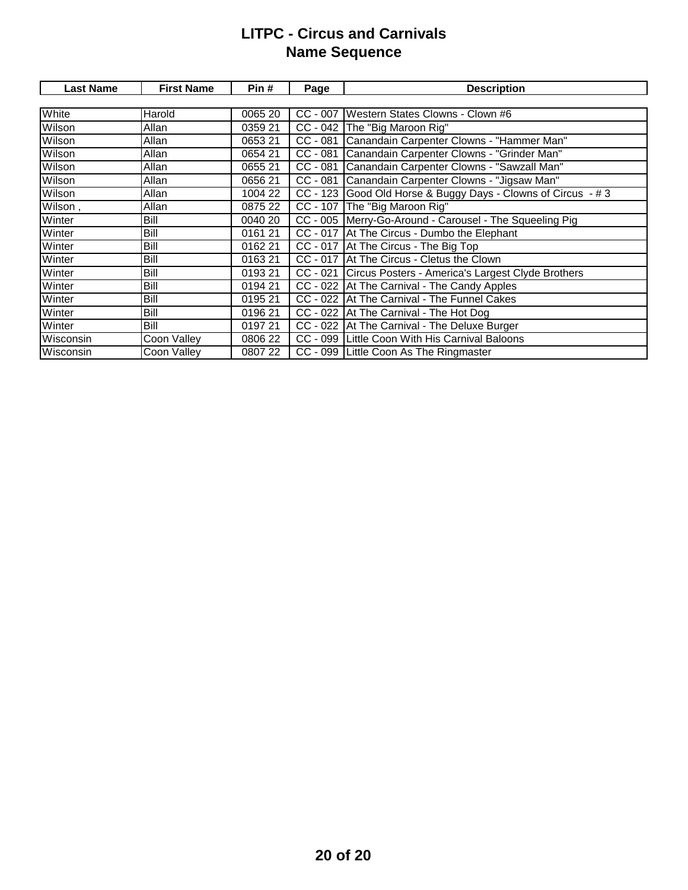# LITPC - Circus and Carnivals
## Name Sequence

| Last Name | First Name | Pin # | Page | Description |
|---|---|---|---|---|
| White | Harold | 0065 20 | CC - 007 | Western States Clowns - Clown #6 |
| Wilson | Allan | 0359 21 | CC - 042 | The "Big Maroon Rig" |
| Wilson | Allan | 0653 21 | CC - 081 | Canandain Carpenter Clowns - "Hammer Man" |
| Wilson | Allan | 0654 21 | CC - 081 | Canandain Carpenter Clowns - "Grinder Man" |
| Wilson | Allan | 0655 21 | CC - 081 | Canandain Carpenter Clowns - "Sawzall Man" |
| Wilson | Allan | 0656 21 | CC - 081 | Canandain Carpenter Clowns - "Jigsaw Man" |
| Wilson | Allan | 1004 22 | CC - 123 | Good Old Horse & Buggy Days - Clowns of Circus - # 3 |
| Wilson , | Allan | 0875 22 | CC - 107 | The "Big Maroon Rig" |
| Winter | Bill | 0040 20 | CC - 005 | Merry-Go-Around - Carousel - The Squeeling Pig |
| Winter | Bill | 0161 21 | CC - 017 | At The Circus - Dumbo the Elephant |
| Winter | Bill | 0162 21 | CC - 017 | At The Circus - The Big Top |
| Winter | Bill | 0163 21 | CC - 017 | At The Circus - Cletus the Clown |
| Winter | Bill | 0193 21 | CC - 021 | Circus Posters - America's Largest Clyde Brothers |
| Winter | Bill | 0194 21 | CC - 022 | At The Carnival - The Candy Apples |
| Winter | Bill | 0195 21 | CC - 022 | At The Carnival - The Funnel Cakes |
| Winter | Bill | 0196 21 | CC - 022 | At The Carnival - The Hot Dog |
| Winter | Bill | 0197 21 | CC - 022 | At The Carnival - The Deluxe Burger |
| Wisconsin | Coon Valley | 0806 22 | CC - 099 | Little Coon With His Carnival Baloons |
| Wisconsin | Coon Valley | 0807 22 | CC - 099 | Little Coon As The Ringmaster |